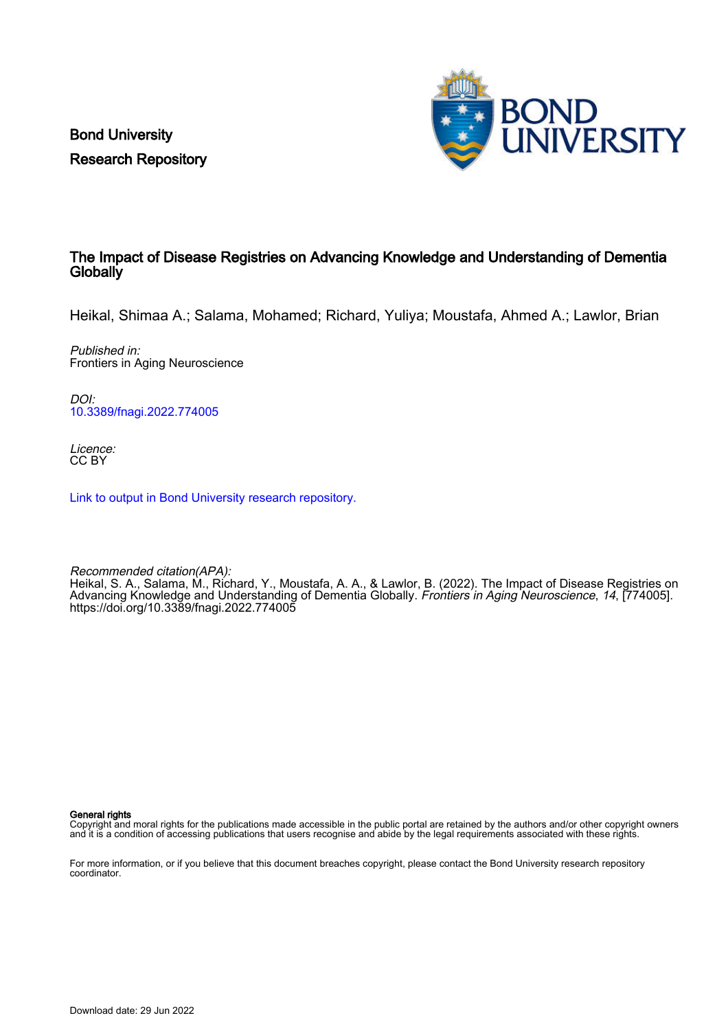Bond University
Research Repository

# The Impact of Disease Registries on Advancing Knowledge and Understanding of Dementia Globally

Heikal, Shimaa A.; Salama, Mohamed; Richard, Yuliya; Moustafa, Ahmed A.; Lawlor, Brian

*Published in:*
Frontiers in Aging Neuroscience

*DOI:*
10.3389/fnagi.2022.774005

*Licence:*
CC BY

Link to output in Bond University research repository.

*Recommended citation(APA):*
Heikal, S. A., Salama, M., Richard, Y., Moustafa, A. A., & Lawlor, B. (2022). The Impact of Disease Registries on Advancing Knowledge and Understanding of Dementia Globally. *Frontiers in Aging Neuroscience*, *14*, [774005]. https://doi.org/10.3389/fnagi.2022.774005

**General rights**
Copyright and moral rights for the publications made accessible in the public portal are retained by the authors and/or other copyright owners and it is a condition of accessing publications that users recognise and abide by the legal requirements associated with these rights.

For more information, or if you believe that this document breaches copyright, please contact the Bond University research repository coordinator.

Download date: 29 Jun 2022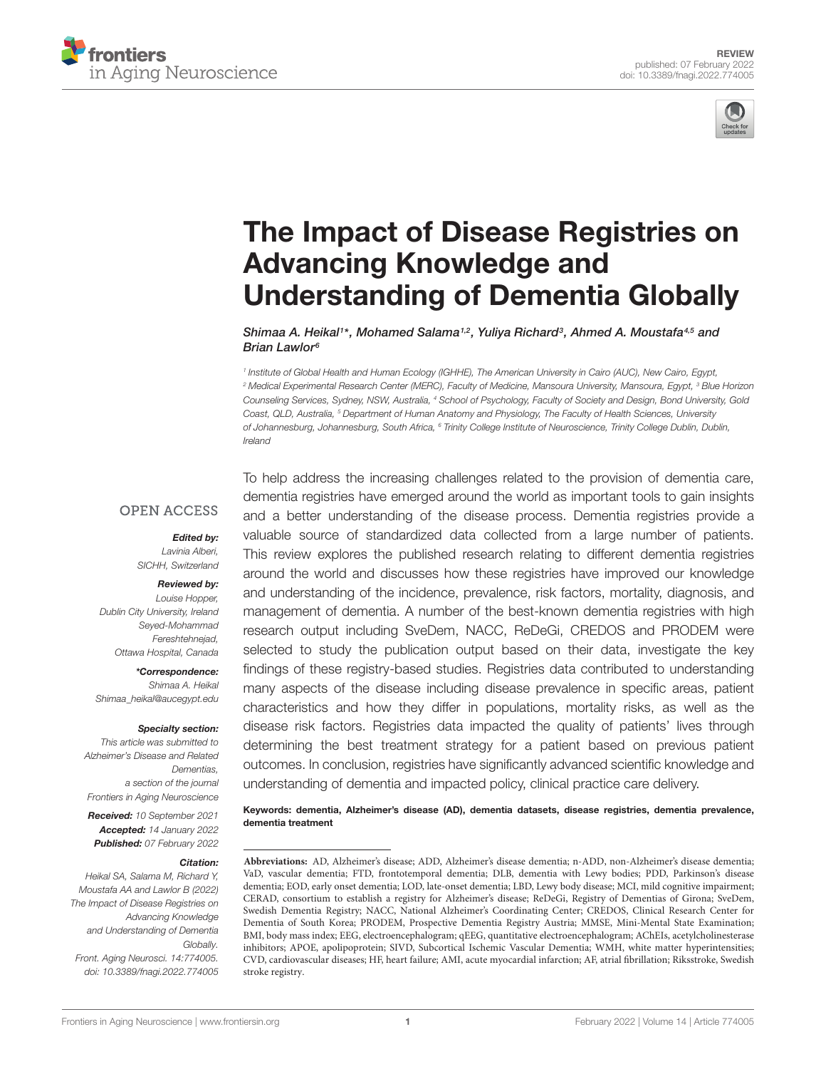# The Impact of Disease Registries on Advancing Knowledge and Understanding of Dementia Globally

*Shimaa A. Heikal[1]\*, Mohamed Salama[1,2], Yuliya Richard[3], Ahmed A. Moustafa[4,5] and Brian Lawlor[6]*

[1] Institute of Global Health and Human Ecology (IGHHE), The American University in Cairo (AUC), New Cairo, Egypt, [2] Medical Experimental Research Center (MERC), Faculty of Medicine, Mansoura University, Mansoura, Egypt, [3] Blue Horizon Counseling Services, Sydney, NSW, Australia, [4] School of Psychology, Faculty of Society and Design, Bond University, Gold Coast, QLD, Australia, [5] Department of Human Anatomy and Physiology, The Faculty of Health Sciences, University of Johannesburg, Johannesburg, South Africa, [6] Trinity College Institute of Neuroscience, Trinity College Dublin, Dublin, Ireland

OPEN ACCESS

***Edited by:***
*Lavinia Alberi, SICHH, Switzerland*

***Reviewed by:***
*Louise Hopper, Dublin City University, Ireland*
*Seyed-Mohammad Fereshtehnejad, Ottawa Hospital, Canada*

***\*Correspondence:***
*Shimaa A. Heikal*
*Shimaa_heikal@aucegypt.edu*

***Specialty section:***
*This article was submitted to Alzheimer's Disease and Related Dementias, a section of the journal Frontiers in Aging Neuroscience*

***Received:*** *10 September 2021*
***Accepted:*** *14 January 2022*
***Published:*** *07 February 2022*

***Citation:***
*Heikal SA, Salama M, Richard Y, Moustafa AA and Lawlor B (2022) The Impact of Disease Registries on Advancing Knowledge and Understanding of Dementia Globally. Front. Aging Neurosci. 14:774005. doi: 10.3389/fnagi.2022.774005*

To help address the increasing challenges related to the provision of dementia care, dementia registries have emerged around the world as important tools to gain insights and a better understanding of the disease process. Dementia registries provide a valuable source of standardized data collected from a large number of patients. This review explores the published research relating to different dementia registries around the world and discusses how these registries have improved our knowledge and understanding of the incidence, prevalence, risk factors, mortality, diagnosis, and management of dementia. A number of the best-known dementia registries with high research output including SveDem, NACC, ReDeGi, CREDOS and PRODEM were selected to study the publication output based on their data, investigate the key findings of these registry-based studies. Registries data contributed to understanding many aspects of the disease including disease prevalence in specific areas, patient characteristics and how they differ in populations, mortality risks, as well as the disease risk factors. Registries data impacted the quality of patients' lives through determining the best treatment strategy for a patient based on previous patient outcomes. In conclusion, registries have significantly advanced scientific knowledge and understanding of dementia and impacted policy, clinical practice care delivery.

**Keywords: dementia, Alzheimer's disease (AD), dementia datasets, disease registries, dementia prevalence, dementia treatment**

**Abbreviations:** AD, Alzheimer's disease; ADD, Alzheimer's disease dementia; n-ADD, non-Alzheimer's disease dementia; VaD, vascular dementia; FTD, frontotemporal dementia; DLB, dementia with Lewy bodies; PDD, Parkinson's disease dementia; EOD, early onset dementia; LOD, late-onset dementia; LBD, Lewy body disease; MCI, mild cognitive impairment; CERAD, consortium to establish a registry for Alzheimer's disease; ReDeGi, Registry of Dementias of Girona; SveDem, Swedish Dementia Registry; NACC, National Alzheimer's Coordinating Center; CREDOS, Clinical Research Center for Dementia of South Korea; PRODEM, Prospective Dementia Registry Austria; MMSE, Mini-Mental State Examination; BMI, body mass index; EEG, electroencephalogram; qEEG, quantitative electroencephalogram; AChEIs, acetylcholinesterase inhibitors; APOE, apolipoprotein; SIVD, Subcortical Ischemic Vascular Dementia; WMH, white matter hyperintensities; CVD, cardiovascular diseases; HF, heart failure; AMI, acute myocardial infarction; AF, atrial fibrillation; Riksstroke, Swedish stroke registry.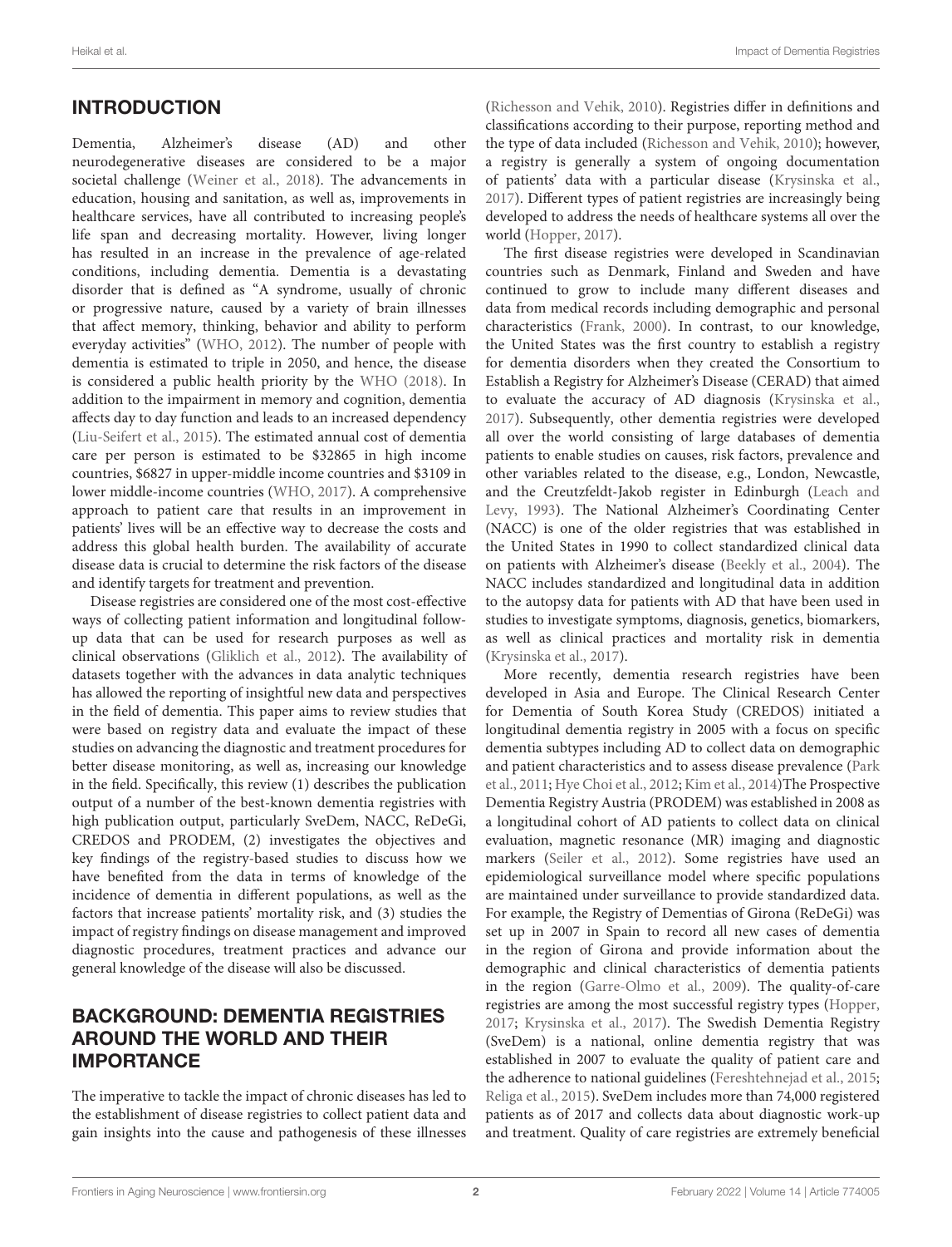## INTRODUCTION

Dementia, Alzheimer's disease (AD) and other neurodegenerative diseases are considered to be a major societal challenge (Weiner et al., 2018). The advancements in education, housing and sanitation, as well as, improvements in healthcare services, have all contributed to increasing people's life span and decreasing mortality. However, living longer has resulted in an increase in the prevalence of age-related conditions, including dementia. Dementia is a devastating disorder that is defined as "A syndrome, usually of chronic or progressive nature, caused by a variety of brain illnesses that affect memory, thinking, behavior and ability to perform everyday activities" (WHO, 2012). The number of people with dementia is estimated to triple in 2050, and hence, the disease is considered a public health priority by the WHO (2018). In addition to the impairment in memory and cognition, dementia affects day to day function and leads to an increased dependency (Liu-Seifert et al., 2015). The estimated annual cost of dementia care per person is estimated to be $32865 in high income countries, $6827 in upper-middle income countries and $3109 in lower middle-income countries (WHO, 2017). A comprehensive approach to patient care that results in an improvement in patients' lives will be an effective way to decrease the costs and address this global health burden. The availability of accurate disease data is crucial to determine the risk factors of the disease and identify targets for treatment and prevention.

Disease registries are considered one of the most cost-effective ways of collecting patient information and longitudinal follow-up data that can be used for research purposes as well as clinical observations (Gliklich et al., 2012). The availability of datasets together with the advances in data analytic techniques has allowed the reporting of insightful new data and perspectives in the field of dementia. This paper aims to review studies that were based on registry data and evaluate the impact of these studies on advancing the diagnostic and treatment procedures for better disease monitoring, as well as, increasing our knowledge in the field. Specifically, this review (1) describes the publication output of a number of the best-known dementia registries with high publication output, particularly SveDem, NACC, ReDeGi, CREDOS and PRODEM, (2) investigates the objectives and key findings of the registry-based studies to discuss how we have benefited from the data in terms of knowledge of the incidence of dementia in different populations, as well as the factors that increase patients' mortality risk, and (3) studies the impact of registry findings on disease management and improved diagnostic procedures, treatment practices and advance our general knowledge of the disease will also be discussed.

## BACKGROUND: DEMENTIA REGISTRIES AROUND THE WORLD AND THEIR IMPORTANCE

The imperative to tackle the impact of chronic diseases has led to the establishment of disease registries to collect patient data and gain insights into the cause and pathogenesis of these illnesses (Richesson and Vehik, 2010). Registries differ in definitions and classifications according to their purpose, reporting method and the type of data included (Richesson and Vehik, 2010); however, a registry is generally a system of ongoing documentation of patients' data with a particular disease (Krysinska et al., 2017). Different types of patient registries are increasingly being developed to address the needs of healthcare systems all over the world (Hopper, 2017).

The first disease registries were developed in Scandinavian countries such as Denmark, Finland and Sweden and have continued to grow to include many different diseases and data from medical records including demographic and personal characteristics (Frank, 2000). In contrast, to our knowledge, the United States was the first country to establish a registry for dementia disorders when they created the Consortium to Establish a Registry for Alzheimer's Disease (CERAD) that aimed to evaluate the accuracy of AD diagnosis (Krysinska et al., 2017). Subsequently, other dementia registries were developed all over the world consisting of large databases of dementia patients to enable studies on causes, risk factors, prevalence and other variables related to the disease, e.g., London, Newcastle, and the Creutzfeldt-Jakob register in Edinburgh (Leach and Levy, 1993). The National Alzheimer's Coordinating Center (NACC) is one of the older registries that was established in the United States in 1990 to collect standardized clinical data on patients with Alzheimer's disease (Beekly et al., 2004). The NACC includes standardized and longitudinal data in addition to the autopsy data for patients with AD that have been used in studies to investigate symptoms, diagnosis, genetics, biomarkers, as well as clinical practices and mortality risk in dementia (Krysinska et al., 2017).

More recently, dementia research registries have been developed in Asia and Europe. The Clinical Research Center for Dementia of South Korea Study (CREDOS) initiated a longitudinal dementia registry in 2005 with a focus on specific dementia subtypes including AD to collect data on demographic and patient characteristics and to assess disease prevalence (Park et al., 2011; Hye Choi et al., 2012; Kim et al., 2014)The Prospective Dementia Registry Austria (PRODEM) was established in 2008 as a longitudinal cohort of AD patients to collect data on clinical evaluation, magnetic resonance (MR) imaging and diagnostic markers (Seiler et al., 2012). Some registries have used an epidemiological surveillance model where specific populations are maintained under surveillance to provide standardized data. For example, the Registry of Dementias of Girona (ReDeGi) was set up in 2007 in Spain to record all new cases of dementia in the region of Girona and provide information about the demographic and clinical characteristics of dementia patients in the region (Garre-Olmo et al., 2009). The quality-of-care registries are among the most successful registry types (Hopper, 2017; Krysinska et al., 2017). The Swedish Dementia Registry (SveDem) is a national, online dementia registry that was established in 2007 to evaluate the quality of patient care and the adherence to national guidelines (Fereshtehnejad et al., 2015; Religa et al., 2015). SveDem includes more than 74,000 registered patients as of 2017 and collects data about diagnostic work-up and treatment. Quality of care registries are extremely beneficial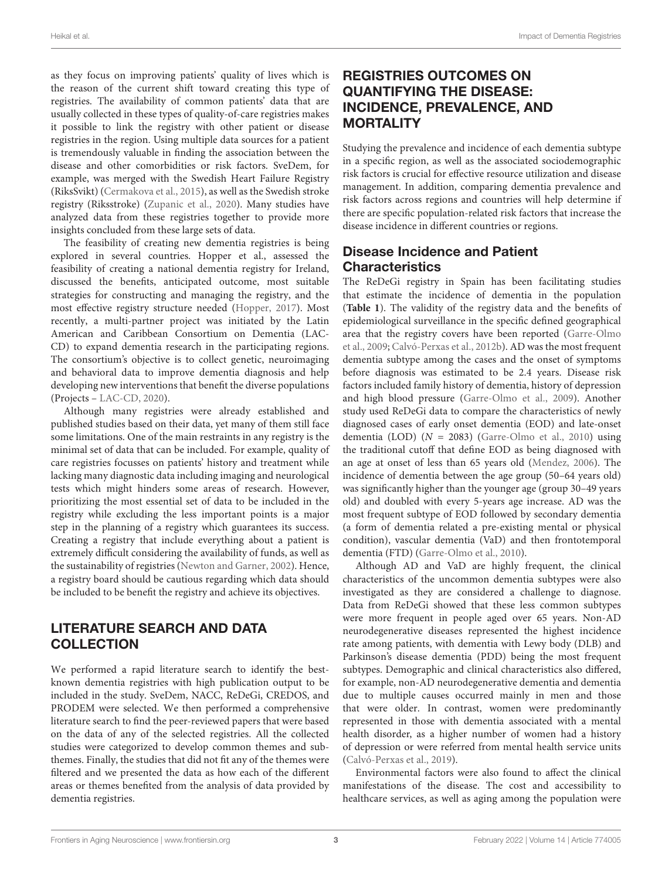as they focus on improving patients' quality of lives which is the reason of the current shift toward creating this type of registries. The availability of common patients' data that are usually collected in these types of quality-of-care registries makes it possible to link the registry with other patient or disease registries in the region. Using multiple data sources for a patient is tremendously valuable in finding the association between the disease and other comorbidities or risk factors. SveDem, for example, was merged with the Swedish Heart Failure Registry (RiksSvikt) (Cermakova et al., 2015), as well as the Swedish stroke registry (Riksstroke) (Zupanic et al., 2020). Many studies have analyzed data from these registries together to provide more insights concluded from these large sets of data.

The feasibility of creating new dementia registries is being explored in several countries. Hopper et al., assessed the feasibility of creating a national dementia registry for Ireland, discussed the benefits, anticipated outcome, most suitable strategies for constructing and managing the registry, and the most effective registry structure needed (Hopper, 2017). Most recently, a multi-partner project was initiated by the Latin American and Caribbean Consortium on Dementia (LAC-CD) to expand dementia research in the participating regions. The consortium's objective is to collect genetic, neuroimaging and behavioral data to improve dementia diagnosis and help developing new interventions that benefit the diverse populations (Projects – LAC-CD, 2020).

Although many registries were already established and published studies based on their data, yet many of them still face some limitations. One of the main restraints in any registry is the minimal set of data that can be included. For example, quality of care registries focusses on patients' history and treatment while lacking many diagnostic data including imaging and neurological tests which might hinders some areas of research. However, prioritizing the most essential set of data to be included in the registry while excluding the less important points is a major step in the planning of a registry which guarantees its success. Creating a registry that include everything about a patient is extremely difficult considering the availability of funds, as well as the sustainability of registries (Newton and Garner, 2002). Hence, a registry board should be cautious regarding which data should be included to be benefit the registry and achieve its objectives.

## LITERATURE SEARCH AND DATA COLLECTION

We performed a rapid literature search to identify the best-known dementia registries with high publication output to be included in the study. SveDem, NACC, ReDeGi, CREDOS, and PRODEM were selected. We then performed a comprehensive literature search to find the peer-reviewed papers that were based on the data of any of the selected registries. All the collected studies were categorized to develop common themes and sub-themes. Finally, the studies that did not fit any of the themes were filtered and we presented the data as how each of the different areas or themes benefited from the analysis of data provided by dementia registries.

## REGISTRIES OUTCOMES ON QUANTIFYING THE DISEASE: INCIDENCE, PREVALENCE, AND MORTALITY

Studying the prevalence and incidence of each dementia subtype in a specific region, as well as the associated sociodemographic risk factors is crucial for effective resource utilization and disease management. In addition, comparing dementia prevalence and risk factors across regions and countries will help determine if there are specific population-related risk factors that increase the disease incidence in different countries or regions.

### Disease Incidence and Patient Characteristics

The ReDeGi registry in Spain has been facilitating studies that estimate the incidence of dementia in the population (**Table 1**). The validity of the registry data and the benefits of epidemiological surveillance in the specific defined geographical area that the registry covers have been reported (Garre-Olmo et al., 2009; Calvó-Perxas et al., 2012b). AD was the most frequent dementia subtype among the cases and the onset of symptoms before diagnosis was estimated to be 2.4 years. Disease risk factors included family history of dementia, history of depression and high blood pressure (Garre-Olmo et al., 2009). Another study used ReDeGi data to compare the characteristics of newly diagnosed cases of early onset dementia (EOD) and late-onset dementia (LOD) ($N$ = 2083) (Garre-Olmo et al., 2010) using the traditional cutoff that define EOD as being diagnosed with an age at onset of less than 65 years old (Mendez, 2006). The incidence of dementia between the age group (50–64 years old) was significantly higher than the younger age (group 30–49 years old) and doubled with every 5-years age increase. AD was the most frequent subtype of EOD followed by secondary dementia (a form of dementia related a pre-existing mental or physical condition), vascular dementia (VaD) and then frontotemporal dementia (FTD) (Garre-Olmo et al., 2010).

Although AD and VaD are highly frequent, the clinical characteristics of the uncommon dementia subtypes were also investigated as they are considered a challenge to diagnose. Data from ReDeGi showed that these less common subtypes were more frequent in people aged over 65 years. Non-AD neurodegenerative diseases represented the highest incidence rate among patients, with dementia with Lewy body (DLB) and Parkinson's disease dementia (PDD) being the most frequent subtypes. Demographic and clinical characteristics also differed, for example, non-AD neurodegenerative dementia and dementia due to multiple causes occurred mainly in men and those that were older. In contrast, women were predominantly represented in those with dementia associated with a mental health disorder, as a higher number of women had a history of depression or were referred from mental health service units (Calvó-Perxas et al., 2019).

Environmental factors were also found to affect the clinical manifestations of the disease. The cost and accessibility to healthcare services, as well as aging among the population were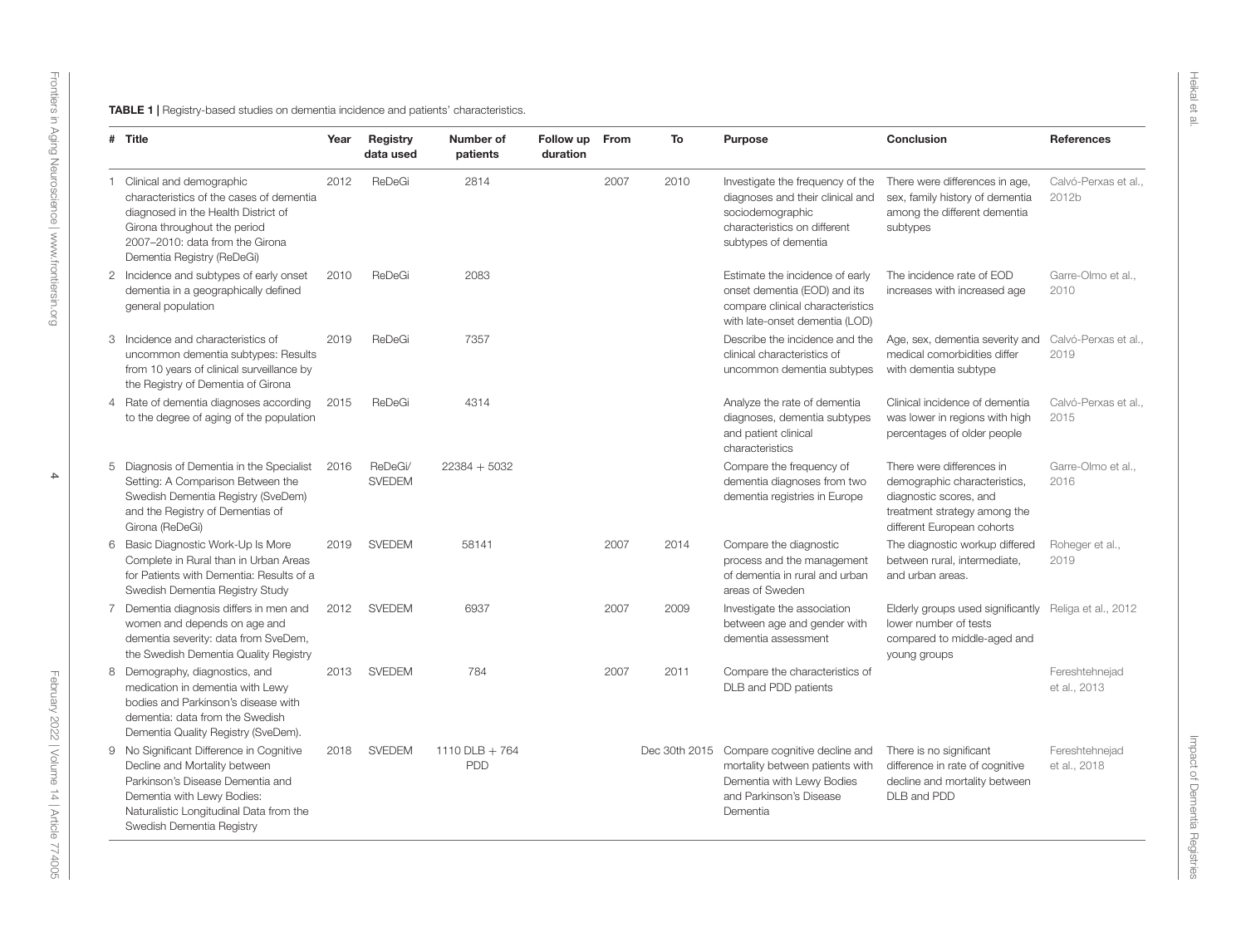**TABLE 1 |** Registry-based studies on dementia incidence and patients' characteristics.

| # | Title | Year | Registry data used | Number of patients | Follow up duration | From | To | Purpose | Conclusion | References |
|---|---|---|---|---|---|---|---|---|---|---|
| 1 | Clinical and demographic characteristics of the cases of dementia diagnosed in the Health District of Girona throughout the period 2007–2010: data from the Girona Dementia Registry (ReDeGi) | 2012 | ReDeGi | 2814 | | 2007 | 2010 | Investigate the frequency of the diagnoses and their clinical and sociodemographic characteristics on different subtypes of dementia | There were differences in age, sex, family history of dementia among the different dementia subtypes | Calvó-Perxas et al., 2012b |
| 2 | Incidence and subtypes of early onset dementia in a geographically defined general population | 2010 | ReDeGi | 2083 | | | | Estimate the incidence of early onset dementia (EOD) and its compare clinical characteristics with late-onset dementia (LOD) | The incidence rate of EOD increases with increased age | Garre-Olmo et al., 2010 |
| 3 | Incidence and characteristics of uncommon dementia subtypes: Results from 10 years of clinical surveillance by the Registry of Dementia of Girona | 2019 | ReDeGi | 7357 | | | | Describe the incidence and the clinical characteristics of uncommon dementia subtypes | Age, sex, dementia severity and medical comorbidities differ with dementia subtype | Calvó-Perxas et al., 2019 |
| 4 | Rate of dementia diagnoses according to the degree of aging of the population | 2015 | ReDeGi | 4314 | | | | Analyze the rate of dementia diagnoses, dementia subtypes and patient clinical characteristics | Clinical incidence of dementia was lower in regions with high percentages of older people | Calvó-Perxas et al., 2015 |
| 5 | Diagnosis of Dementia in the Specialist Setting: A Comparison Between the Swedish Dementia Registry (SveDem) and the Registry of Dementias of Girona (ReDeGi) | 2016 | ReDeGi/ SVEDEM | 22384 + 5032 | | | | Compare the frequency of dementia diagnoses from two dementia registries in Europe | There were differences in demographic characteristics, diagnostic scores, and treatment strategy among the different European cohorts | Garre-Olmo et al., 2016 |
| 6 | Basic Diagnostic Work-Up Is More Complete in Rural than in Urban Areas for Patients with Dementia: Results of a Swedish Dementia Registry Study | 2019 | SVEDEM | 58141 | | 2007 | 2014 | Compare the diagnostic process and the management of dementia in rural and urban areas of Sweden | The diagnostic workup differed between rural, intermediate, and urban areas. | Roheger et al., 2019 |
| 7 | Dementia diagnosis differs in men and women and depends on age and dementia severity: data from SveDem, the Swedish Dementia Quality Registry | 2012 | SVEDEM | 6937 | | 2007 | 2009 | Investigate the association between age and gender with dementia assessment | Elderly groups used significantly lower number of tests compared to middle-aged and young groups | Religa et al., 2012 |
| 8 | Demography, diagnostics, and medication in dementia with Lewy bodies and Parkinson's disease with dementia: data from the Swedish Dementia Quality Registry (SveDem). | 2013 | SVEDEM | 784 | | 2007 | 2011 | Compare the characteristics of DLB and PDD patients | | Fereshtehnejad et al., 2013 |
| 9 | No Significant Difference in Cognitive Decline and Mortality between Parkinson's Disease Dementia and Dementia with Lewy Bodies: Naturalistic Longitudinal Data from the Swedish Dementia Registry | 2018 | SVEDEM | 1110 DLB + 764 PDD | | | Dec 30th 2015 | Compare cognitive decline and mortality between patients with Dementia with Lewy Bodies and Parkinson's Disease Dementia | There is no significant difference in rate of cognitive decline and mortality between DLB and PDD | Fereshtehnejad et al., 2018 |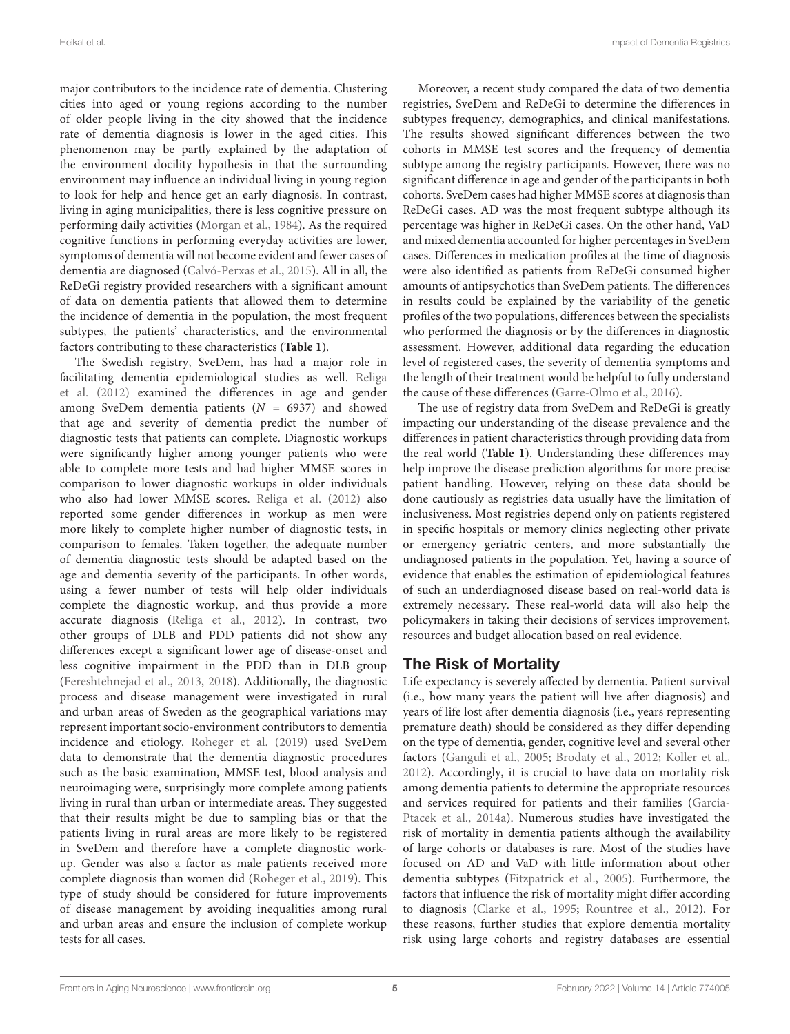major contributors to the incidence rate of dementia. Clustering cities into aged or young regions according to the number of older people living in the city showed that the incidence rate of dementia diagnosis is lower in the aged cities. This phenomenon may be partly explained by the adaptation of the environment docility hypothesis in that the surrounding environment may influence an individual living in young region to look for help and hence get an early diagnosis. In contrast, living in aging municipalities, there is less cognitive pressure on performing daily activities (Morgan et al., 1984). As the required cognitive functions in performing everyday activities are lower, symptoms of dementia will not become evident and fewer cases of dementia are diagnosed (Calvó-Perxas et al., 2015). All in all, the ReDeGi registry provided researchers with a significant amount of data on dementia patients that allowed them to determine the incidence of dementia in the population, the most frequent subtypes, the patients' characteristics, and the environmental factors contributing to these characteristics (**Table 1**).

The Swedish registry, SveDem, has had a major role in facilitating dementia epidemiological studies as well. Religa et al. (2012) examined the differences in age and gender among SveDem dementia patients ($N$ = 6937) and showed that age and severity of dementia predict the number of diagnostic tests that patients can complete. Diagnostic workups were significantly higher among younger patients who were able to complete more tests and had higher MMSE scores in comparison to lower diagnostic workups in older individuals who also had lower MMSE scores. Religa et al. (2012) also reported some gender differences in workup as men were more likely to complete higher number of diagnostic tests, in comparison to females. Taken together, the adequate number of dementia diagnostic tests should be adapted based on the age and dementia severity of the participants. In other words, using a fewer number of tests will help older individuals complete the diagnostic workup, and thus provide a more accurate diagnosis (Religa et al., 2012). In contrast, two other groups of DLB and PDD patients did not show any differences except a significant lower age of disease-onset and less cognitive impairment in the PDD than in DLB group (Fereshtehnejad et al., 2013, 2018). Additionally, the diagnostic process and disease management were investigated in rural and urban areas of Sweden as the geographical variations may represent important socio-environment contributors to dementia incidence and etiology. Roheger et al. (2019) used SveDem data to demonstrate that the dementia diagnostic procedures such as the basic examination, MMSE test, blood analysis and neuroimaging were, surprisingly more complete among patients living in rural than urban or intermediate areas. They suggested that their results might be due to sampling bias or that the patients living in rural areas are more likely to be registered in SveDem and therefore have a complete diagnostic work-up. Gender was also a factor as male patients received more complete diagnosis than women did (Roheger et al., 2019). This type of study should be considered for future improvements of disease management by avoiding inequalities among rural and urban areas and ensure the inclusion of complete workup tests for all cases.

Moreover, a recent study compared the data of two dementia registries, SveDem and ReDeGi to determine the differences in subtypes frequency, demographics, and clinical manifestations. The results showed significant differences between the two cohorts in MMSE test scores and the frequency of dementia subtype among the registry participants. However, there was no significant difference in age and gender of the participants in both cohorts. SveDem cases had higher MMSE scores at diagnosis than ReDeGi cases. AD was the most frequent subtype although its percentage was higher in ReDeGi cases. On the other hand, VaD and mixed dementia accounted for higher percentages in SveDem cases. Differences in medication profiles at the time of diagnosis were also identified as patients from ReDeGi consumed higher amounts of antipsychotics than SveDem patients. The differences in results could be explained by the variability of the genetic profiles of the two populations, differences between the specialists who performed the diagnosis or by the differences in diagnostic assessment. However, additional data regarding the education level of registered cases, the severity of dementia symptoms and the length of their treatment would be helpful to fully understand the cause of these differences (Garre-Olmo et al., 2016).

The use of registry data from SveDem and ReDeGi is greatly impacting our understanding of the disease prevalence and the differences in patient characteristics through providing data from the real world (**Table 1**). Understanding these differences may help improve the disease prediction algorithms for more precise patient handling. However, relying on these data should be done cautiously as registries data usually have the limitation of inclusiveness. Most registries depend only on patients registered in specific hospitals or memory clinics neglecting other private or emergency geriatric centers, and more substantially the undiagnosed patients in the population. Yet, having a source of evidence that enables the estimation of epidemiological features of such an underdiagnosed disease based on real-world data is extremely necessary. These real-world data will also help the policymakers in taking their decisions of services improvement, resources and budget allocation based on real evidence.

## The Risk of Mortality

Life expectancy is severely affected by dementia. Patient survival (i.e., how many years the patient will live after diagnosis) and years of life lost after dementia diagnosis (i.e., years representing premature death) should be considered as they differ depending on the type of dementia, gender, cognitive level and several other factors (Ganguli et al., 2005; Brodaty et al., 2012; Koller et al., 2012). Accordingly, it is crucial to have data on mortality risk among dementia patients to determine the appropriate resources and services required for patients and their families (Garcia-Ptacek et al., 2014a). Numerous studies have investigated the risk of mortality in dementia patients although the availability of large cohorts or databases is rare. Most of the studies have focused on AD and VaD with little information about other dementia subtypes (Fitzpatrick et al., 2005). Furthermore, the factors that influence the risk of mortality might differ according to diagnosis (Clarke et al., 1995; Rountree et al., 2012). For these reasons, further studies that explore dementia mortality risk using large cohorts and registry databases are essential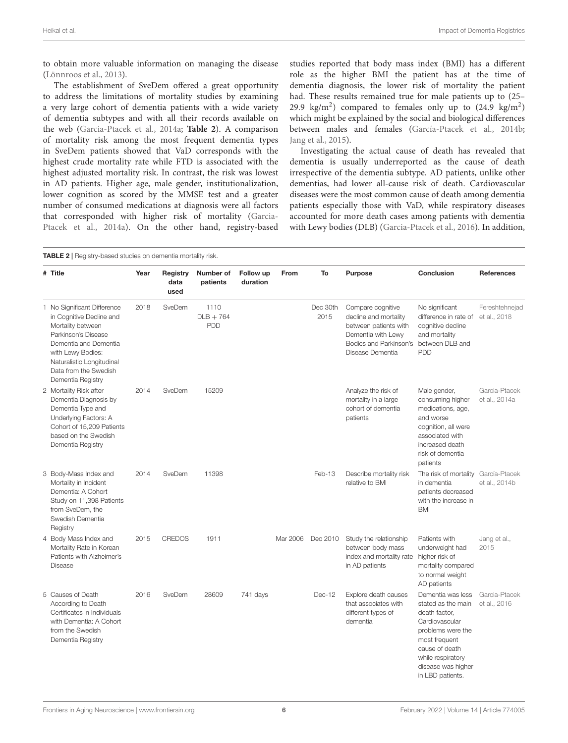to obtain more valuable information on managing the disease (Lönnroos et al., 2013).

The establishment of SveDem offered a great opportunity to address the limitations of mortality studies by examining a very large cohort of dementia patients with a wide variety of dementia subtypes and with all their records available on the web (Garcia-Ptacek et al., 2014a; **Table 2**). A comparison of mortality risk among the most frequent dementia types in SveDem patients showed that VaD corresponds with the highest crude mortality rate while FTD is associated with the highest adjusted mortality risk. In contrast, the risk was lowest in AD patients. Higher age, male gender, institutionalization, lower cognition as scored by the MMSE test and a greater number of consumed medications at diagnosis were all factors that corresponded with higher risk of mortality (Garcia-Ptacek et al., 2014a). On the other hand, registry-based studies reported that body mass index (BMI) has a different role as the higher BMI the patient has at the time of dementia diagnosis, the lower risk of mortality the patient had. These results remained true for male patients up to (25–29.9 kg/m$^2$) compared to females only up to (24.9 kg/m$^2$) which might be explained by the social and biological differences between males and females (García-Ptacek et al., 2014b; Jang et al., 2015).

Investigating the actual cause of death has revealed that dementia is usually underreported as the cause of death irrespective of the dementia subtype. AD patients, unlike other dementias, had lower all-cause risk of death. Cardiovascular diseases were the most common cause of death among dementia patients especially those with VaD, while respiratory diseases accounted for more death cases among patients with dementia with Lewy bodies (DLB) (Garcia-Ptacek et al., 2016). In addition,

**TABLE 2** | Registry-based studies on dementia mortality risk.

| # | Title | Year | Registry data used | Number of patients | Follow up duration | From | To | Purpose | Conclusion | References |
|---|---|---|---|---|---|---|---|---|---|---|
| 1 | No Significant Difference in Cognitive Decline and Mortality between Parkinson's Disease Dementia and Dementia with Lewy Bodies: Naturalistic Longitudinal Data from the Swedish Dementia Registry | 2018 | SveDem | 1110 DLB + 764 PDD | | | Dec 30th 2015 | Compare cognitive decline and mortality between patients with Dementia with Lewy Bodies and Parkinson's Disease Dementia | No significant difference in rate of cognitive decline and mortality between DLB and PDD | Fereshtehnejad et al., 2018 |
| 2 | Mortality Risk after Dementia Diagnosis by Dementia Type and Underlying Factors: A Cohort of 15,209 Patients based on the Swedish Dementia Registry | 2014 | SveDem | 15209 | | | | Analyze the risk of mortality in a large cohort of dementia patients | Male gender, consuming higher medications, age, and worse cognition, all were associated with increased death risk of dementia patients | Garcia-Ptacek et al., 2014a |
| 3 | Body-Mass Index and Mortality in Incident Dementia: A Cohort Study on 11,398 Patients from SveDem, the Swedish Dementia Registry | 2014 | SveDem | 11398 | | | Feb-13 | Describe mortality risk relative to BMI | The risk of mortality in dementia patients decreased with the increase in BMI | García-Ptacek et al., 2014b |
| 4 | Body Mass Index and Mortality Rate in Korean Patients with Alzheimer's Disease | 2015 | CREDOS | 1911 | | Mar 2006 | Dec 2010 | Study the relationship between body mass index and mortality rate in AD patients | Patients with underweight had higher risk of mortality compared to normal weight AD patients | Jang et al., 2015 |
| 5 | Causes of Death According to Death Certificates in Individuals with Dementia: A Cohort from the Swedish Dementia Registry | 2016 | SveDem | 28609 | 741 days | | Dec-12 | Explore death causes that associates with different types of dementia | Dementia was less stated as the main death factor, Cardiovascular problems were the most frequent cause of death while respiratory disease was higher in LBD patients. | Garcia-Ptacek et al., 2016 |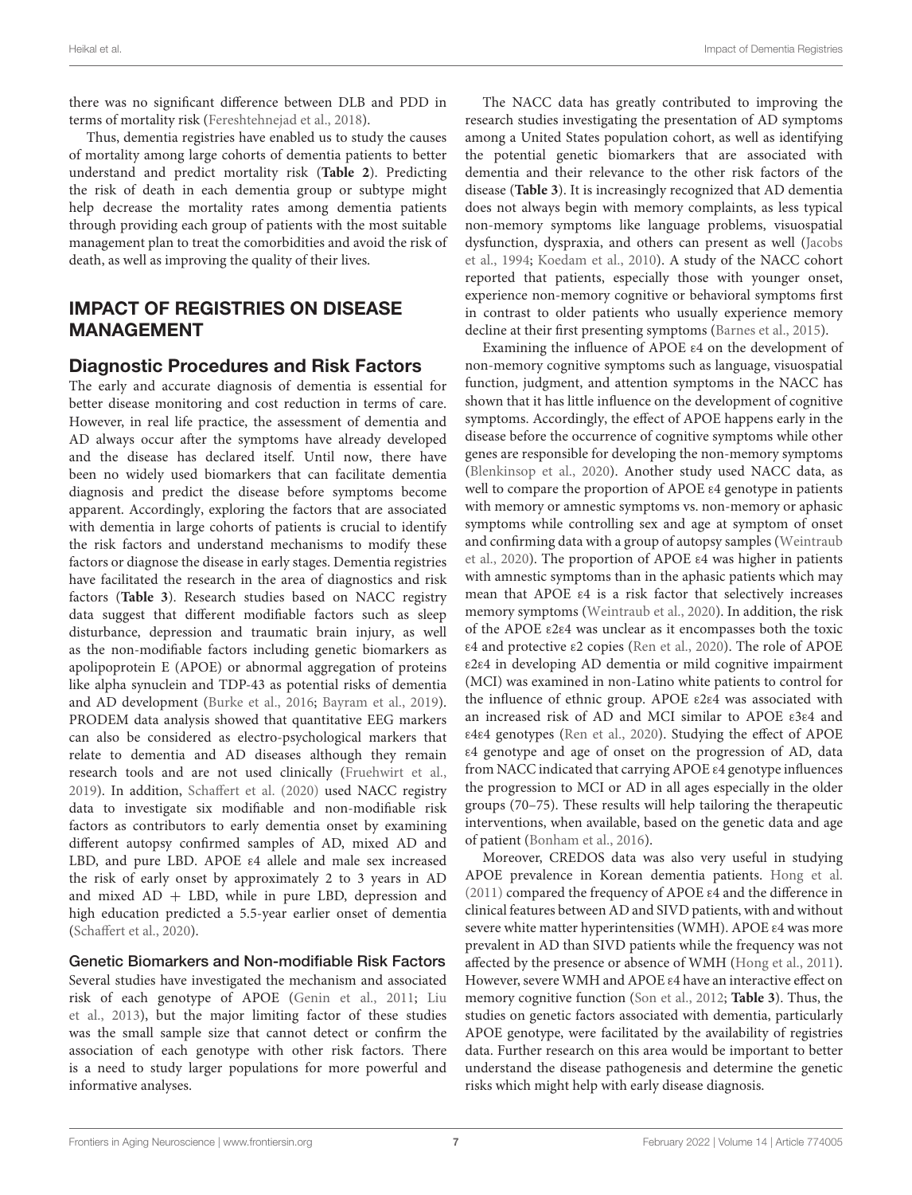there was no significant difference between DLB and PDD in terms of mortality risk (Fereshtehnejad et al., 2018).

Thus, dementia registries have enabled us to study the causes of mortality among large cohorts of dementia patients to better understand and predict mortality risk (**Table 2**). Predicting the risk of death in each dementia group or subtype might help decrease the mortality rates among dementia patients through providing each group of patients with the most suitable management plan to treat the comorbidities and avoid the risk of death, as well as improving the quality of their lives.

## IMPACT OF REGISTRIES ON DISEASE MANAGEMENT

### Diagnostic Procedures and Risk Factors

The early and accurate diagnosis of dementia is essential for better disease monitoring and cost reduction in terms of care. However, in real life practice, the assessment of dementia and AD always occur after the symptoms have already developed and the disease has declared itself. Until now, there have been no widely used biomarkers that can facilitate dementia diagnosis and predict the disease before symptoms become apparent. Accordingly, exploring the factors that are associated with dementia in large cohorts of patients is crucial to identify the risk factors and understand mechanisms to modify these factors or diagnose the disease in early stages. Dementia registries have facilitated the research in the area of diagnostics and risk factors (**Table 3**). Research studies based on NACC registry data suggest that different modifiable factors such as sleep disturbance, depression and traumatic brain injury, as well as the non-modifiable factors including genetic biomarkers as apolipoprotein E (APOE) or abnormal aggregation of proteins like alpha synuclein and TDP-43 as potential risks of dementia and AD development (Burke et al., 2016; Bayram et al., 2019). PRODEM data analysis showed that quantitative EEG markers can also be considered as electro-psychological markers that relate to dementia and AD diseases although they remain research tools and are not used clinically (Fruehwirt et al., 2019). In addition, Schaffert et al. (2020) used NACC registry data to investigate six modifiable and non-modifiable risk factors as contributors to early dementia onset by examining different autopsy confirmed samples of AD, mixed AD and LBD, and pure LBD. APOE ε4 allele and male sex increased the risk of early onset by approximately 2 to 3 years in AD and mixed AD + LBD, while in pure LBD, depression and high education predicted a 5.5-year earlier onset of dementia (Schaffert et al., 2020).

#### Genetic Biomarkers and Non-modifiable Risk Factors

Several studies have investigated the mechanism and associated risk of each genotype of APOE (Genin et al., 2011; Liu et al., 2013), but the major limiting factor of these studies was the small sample size that cannot detect or confirm the association of each genotype with other risk factors. There is a need to study larger populations for more powerful and informative analyses.

The NACC data has greatly contributed to improving the research studies investigating the presentation of AD symptoms among a United States population cohort, as well as identifying the potential genetic biomarkers that are associated with dementia and their relevance to the other risk factors of the disease (**Table 3**). It is increasingly recognized that AD dementia does not always begin with memory complaints, as less typical non-memory symptoms like language problems, visuospatial dysfunction, dyspraxia, and others can present as well (Jacobs et al., 1994; Koedam et al., 2010). A study of the NACC cohort reported that patients, especially those with younger onset, experience non-memory cognitive or behavioral symptoms first in contrast to older patients who usually experience memory decline at their first presenting symptoms (Barnes et al., 2015).

Examining the influence of APOE ε4 on the development of non-memory cognitive symptoms such as language, visuospatial function, judgment, and attention symptoms in the NACC has shown that it has little influence on the development of cognitive symptoms. Accordingly, the effect of APOE happens early in the disease before the occurrence of cognitive symptoms while other genes are responsible for developing the non-memory symptoms (Blenkinsop et al., 2020). Another study used NACC data, as well to compare the proportion of APOE ε4 genotype in patients with memory or amnestic symptoms vs. non-memory or aphasic symptoms while controlling sex and age at symptom of onset and confirming data with a group of autopsy samples (Weintraub et al., 2020). The proportion of APOE ε4 was higher in patients with amnestic symptoms than in the aphasic patients which may mean that APOE ε4 is a risk factor that selectively increases memory symptoms (Weintraub et al., 2020). In addition, the risk of the APOE ε2ε4 was unclear as it encompasses both the toxic ε4 and protective ε2 copies (Ren et al., 2020). The role of APOE ε2ε4 in developing AD dementia or mild cognitive impairment (MCI) was examined in non-Latino white patients to control for the influence of ethnic group. APOE ε2ε4 was associated with an increased risk of AD and MCI similar to APOE ε3ε4 and ε4ε4 genotypes (Ren et al., 2020). Studying the effect of APOE ε4 genotype and age of onset on the progression of AD, data from NACC indicated that carrying APOE ε4 genotype influences the progression to MCI or AD in all ages especially in the older groups (70–75). These results will help tailoring the therapeutic interventions, when available, based on the genetic data and age of patient (Bonham et al., 2016).

Moreover, CREDOS data was also very useful in studying APOE prevalence in Korean dementia patients. Hong et al. (2011) compared the frequency of APOE ε4 and the difference in clinical features between AD and SIVD patients, with and without severe white matter hyperintensities (WMH). APOE ε4 was more prevalent in AD than SIVD patients while the frequency was not affected by the presence or absence of WMH (Hong et al., 2011). However, severe WMH and APOE ε4 have an interactive effect on memory cognitive function (Son et al., 2012; **Table 3**). Thus, the studies on genetic factors associated with dementia, particularly APOE genotype, were facilitated by the availability of registries data. Further research on this area would be important to better understand the disease pathogenesis and determine the genetic risks which might help with early disease diagnosis.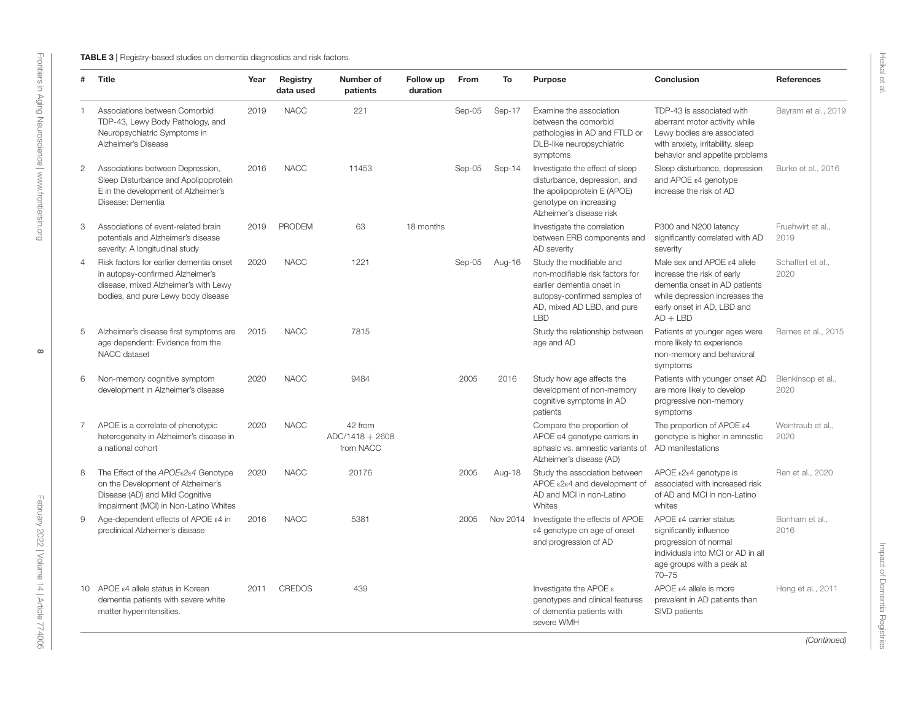**TABLE 3 |** Registry-based studies on dementia diagnostics and risk factors.

| # | Title | Year | Registry data used | Number of patients | Follow up duration | From | To | Purpose | Conclusion | References |
|---|---|---|---|---|---|---|---|---|---|---|
| 1 | Associations between Comorbid TDP-43, Lewy Body Pathology, and Neuropsychiatric Symptoms in Alzheimer's Disease | 2019 | NACC | 221 | | Sep-05 | Sep-17 | Examine the association between the comorbid pathologies in AD and FTLD or DLB-like neuropsychiatric symptoms | TDP-43 is associated with aberrant motor activity while Lewy bodies are associated with anxiety, irritability, sleep behavior and appetite problems | Bayram et al., 2019 |
| 2 | Associations between Depression, Sleep Disturbance and Apolipoprotein E in the development of Alzheimer's Disease: Dementia | 2016 | NACC | 11453 | | Sep-05 | Sep-14 | Investigate the effect of sleep disturbance, depression, and the apolipoprotein E (APOE) genotype on increasing Alzheimer's disease risk | Sleep disturbance, depression and APOE ε4 genotype increase the risk of AD | Burke et al., 2016 |
| 3 | Associations of event-related brain potentials and Alzheimer's disease severity: A longitudinal study | 2019 | PRODEM | 63 | 18 months | | | Investigate the correlation between ERB components and AD severity | P300 and N200 latency significantly correlated with AD severity | Fruehwirt et al., 2019 |
| 4 | Risk factors for earlier dementia onset in autopsy-confirmed Alzheimer's disease, mixed Alzheimer's with Lewy bodies, and pure Lewy body disease | 2020 | NACC | 1221 | | Sep-05 | Aug-16 | Study the modifiable and non-modifiable risk factors for earlier dementia onset in autopsy-confirmed samples of AD, mixed AD LBD, and pure LBD | Male sex and APOE ε4 allele increase the risk of early dementia onset in AD patients while depression increases the early onset in AD, LBD and AD + LBD | Schaffert et al., 2020 |
| 5 | Alzheimer's disease first symptoms are age dependent: Evidence from the NACC dataset | 2015 | NACC | 7815 | | | | Study the relationship between age and AD | Patients at younger ages were more likely to experience non-memory and behavioral symptoms | Barnes et al., 2015 |
| 6 | Non-memory cognitive symptom development in Alzheimer's disease | 2020 | NACC | 9484 | | 2005 | 2016 | Study how age affects the development of non-memory cognitive symptoms in AD patients | Patients with younger onset AD are more likely to develop progressive non-memory symptoms | Blenkinsop et al., 2020 |
| 7 | APOE is a correlate of phenotypic heterogeneity in Alzheimer's disease in a national cohort | 2020 | NACC | 42 from ADC/1418 + 2608 from NACC | | | | Compare the proportion of APOE e4 genotype carriers in aphasic vs. amnestic variants of Alzheimer's disease (AD) | The proportion of APOE ε4 genotype is higher in amnestic AD manifestations | Weintraub et al., 2020 |
| 8 | The Effect of the *APOEε2ε4* Genotype on the Development of Alzheimer's Disease (AD) and Mild Cognitive Impairment (MCI) in Non-Latino Whites | 2020 | NACC | 20176 | | 2005 | Aug-18 | Study the association between APOE ε2ε4 and development of AD and MCI in non-Latino Whites | APOE ε2ε4 genotype is associated with increased risk of AD and MCI in non-Latino whites | Ren et al., 2020 |
| 9 | Age-dependent effects of APOE ε4 in preclinical Alzheimer's disease | 2016 | NACC | 5381 | | 2005 | Nov 2014 | Investigate the effects of APOE ε4 genotype on age of onset and progression of AD | APOE ε4 carrier status significantly influence progression of normal individuals into MCI or AD in all age groups with a peak at 70–75 | Bonham et al., 2016 |
| 10 | APOE ε4 allele status in Korean dementia patients with severe white matter hyperintensities. | 2011 | CREDOS | 439 | | | | Investigate the APOE ε genotypes and clinical features of dementia patients with severe WMH | APOE ε4 allele is more prevalent in AD patients than SIVD patients | Hong et al., 2011 |

*(Continued)*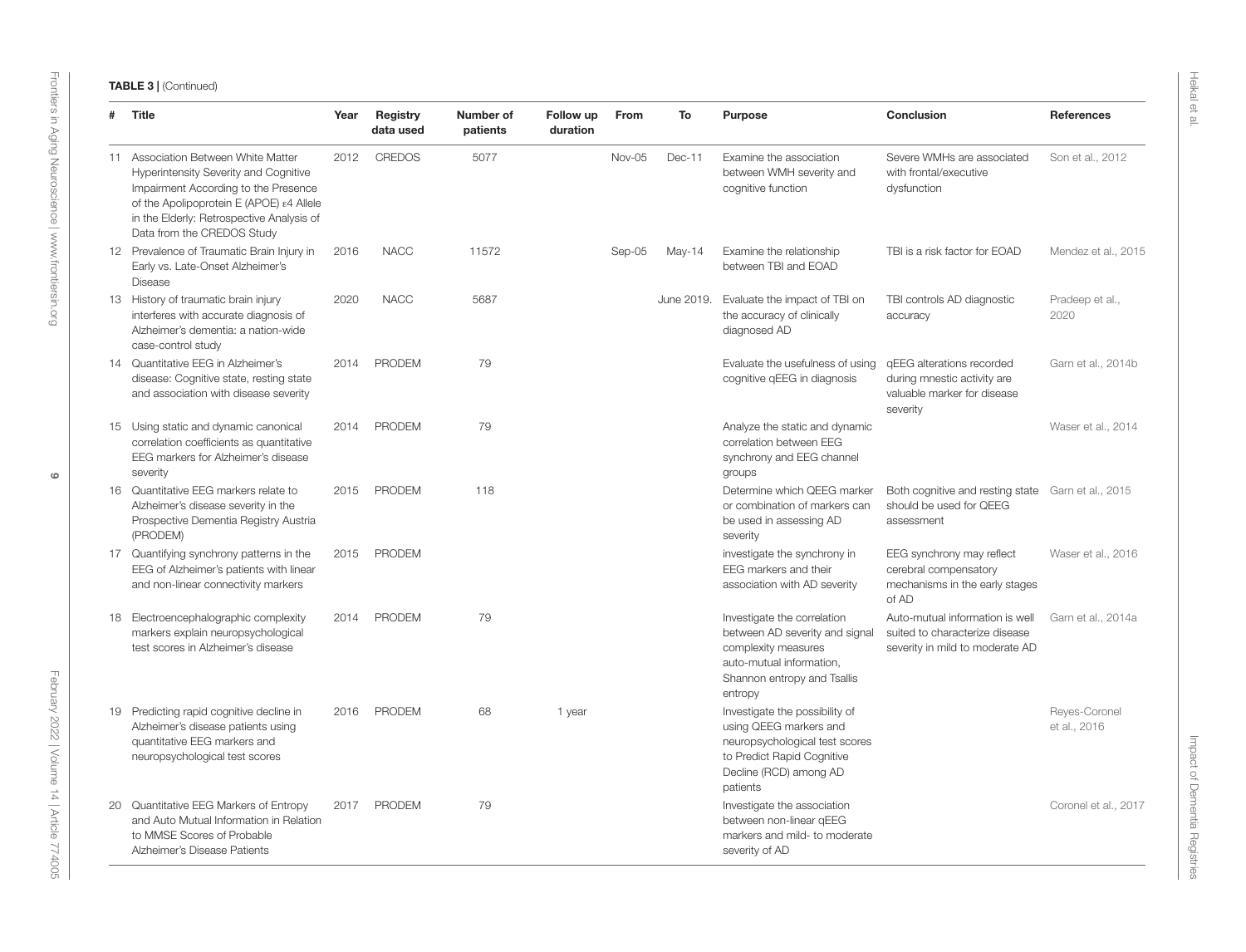**TABLE 3** | (Continued)

| # | Title | Year | Registry data used | Number of patients | Follow up duration | From | To | Purpose | Conclusion | References |
|---|---|---|---|---|---|---|---|---|---|---|
| 11 | Association Between White Matter Hyperintensity Severity and Cognitive Impairment According to the Presence of the Apolipoprotein E (APOE) ε4 Allele in the Elderly: Retrospective Analysis of Data from the CREDOS Study | 2012 | CREDOS | 5077 | | Nov-05 | Dec-11 | Examine the association between WMH severity and cognitive function | Severe WMHs are associated with frontal/executive dysfunction | Son et al., 2012 |
| 12 | Prevalence of Traumatic Brain Injury in Early vs. Late-Onset Alzheimer's Disease | 2016 | NACC | 11572 | | Sep-05 | May-14 | Examine the relationship between TBI and EOAD | TBI is a risk factor for EOAD | Mendez et al., 2015 |
| 13 | History of traumatic brain injury interferes with accurate diagnosis of Alzheimer's dementia: a nation-wide case-control study | 2020 | NACC | 5687 | | | June 2019. | Evaluate the impact of TBI on the accuracy of clinically diagnosed AD | TBI controls AD diagnostic accuracy | Pradeep et al., 2020 |
| 14 | Quantitative EEG in Alzheimer's disease: Cognitive state, resting state and association with disease severity | 2014 | PRODEM | 79 | | | | Evaluate the usefulness of using cognitive qEEG in diagnosis | qEEG alterations recorded during mnestic activity are valuable marker for disease severity | Garn et al., 2014b |
| 15 | Using static and dynamic canonical correlation coefficients as quantitative EEG markers for Alzheimer's disease severity | 2014 | PRODEM | 79 | | | | Analyze the static and dynamic correlation between EEG synchrony and EEG channel groups | | Waser et al., 2014 |
| 16 | Quantitative EEG markers relate to Alzheimer's disease severity in the Prospective Dementia Registry Austria (PRODEM) | 2015 | PRODEM | 118 | | | | Determine which QEEG marker or combination of markers can be used in assessing AD severity | Both cognitive and resting state should be used for QEEG assessment | Garn et al., 2015 |
| 17 | Quantifying synchrony patterns in the EEG of Alzheimer's patients with linear and non-linear connectivity markers | 2015 | PRODEM | | | | | investigate the synchrony in EEG markers and their association with AD severity | EEG synchrony may reflect cerebral compensatory mechanisms in the early stages of AD | Waser et al., 2016 |
| 18 | Electroencephalographic complexity markers explain neuropsychological test scores in Alzheimer's disease | 2014 | PRODEM | 79 | | | | Investigate the correlation between AD severity and signal complexity measures auto-mutual information, Shannon entropy and Tsallis entropy | Auto-mutual information is well suited to characterize disease severity in mild to moderate AD | Garn et al., 2014a |
| 19 | Predicting rapid cognitive decline in Alzheimer's disease patients using quantitative EEG markers and neuropsychological test scores | 2016 | PRODEM | 68 | 1 year | | | Investigate the possibility of using QEEG markers and neuropsychological test scores to Predict Rapid Cognitive Decline (RCD) among AD patients | | Reyes-Coronel et al., 2016 |
| 20 | Quantitative EEG Markers of Entropy and Auto Mutual Information in Relation to MMSE Scores of Probable Alzheimer's Disease Patients | 2017 | PRODEM | 79 | | | | Investigate the association between non-linear qEEG markers and mild- to moderate severity of AD | | Coronel et al., 2017 |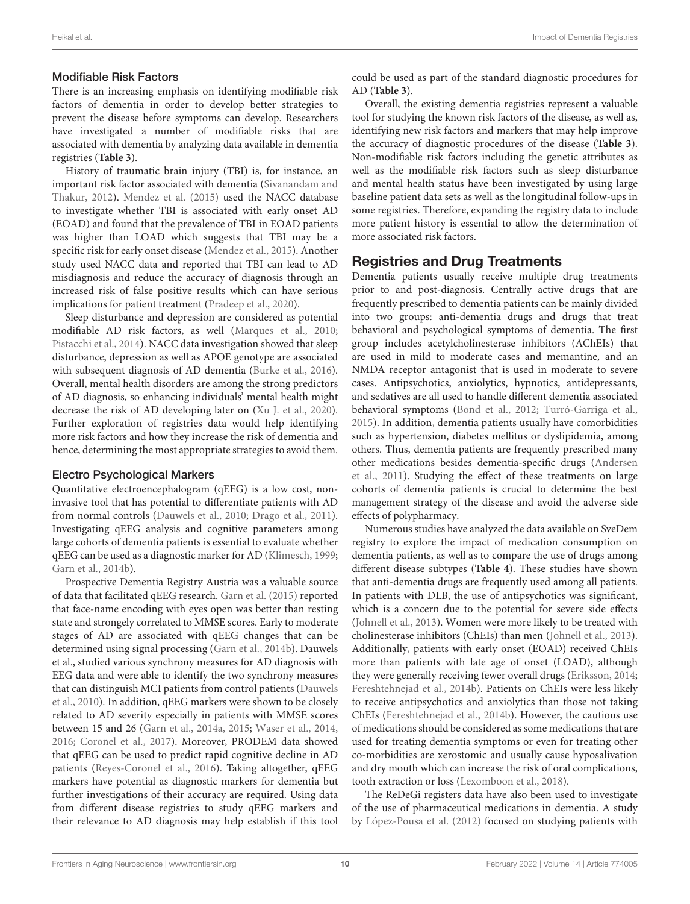### Modifiable Risk Factors

There is an increasing emphasis on identifying modifiable risk factors of dementia in order to develop better strategies to prevent the disease before symptoms can develop. Researchers have investigated a number of modifiable risks that are associated with dementia by analyzing data available in dementia registries (**Table 3**).

History of traumatic brain injury (TBI) is, for instance, an important risk factor associated with dementia (Sivanandam and Thakur, 2012). Mendez et al. (2015) used the NACC database to investigate whether TBI is associated with early onset AD (EOAD) and found that the prevalence of TBI in EOAD patients was higher than LOAD which suggests that TBI may be a specific risk for early onset disease (Mendez et al., 2015). Another study used NACC data and reported that TBI can lead to AD misdiagnosis and reduce the accuracy of diagnosis through an increased risk of false positive results which can have serious implications for patient treatment (Pradeep et al., 2020).

Sleep disturbance and depression are considered as potential modifiable AD risk factors, as well (Marques et al., 2010; Pistacchi et al., 2014). NACC data investigation showed that sleep disturbance, depression as well as APOE genotype are associated with subsequent diagnosis of AD dementia (Burke et al., 2016). Overall, mental health disorders are among the strong predictors of AD diagnosis, so enhancing individuals' mental health might decrease the risk of AD developing later on (Xu J. et al., 2020). Further exploration of registries data would help identifying more risk factors and how they increase the risk of dementia and hence, determining the most appropriate strategies to avoid them.

### Electro Psychological Markers

Quantitative electroencephalogram (qEEG) is a low cost, non-invasive tool that has potential to differentiate patients with AD from normal controls (Dauwels et al., 2010; Drago et al., 2011). Investigating qEEG analysis and cognitive parameters among large cohorts of dementia patients is essential to evaluate whether qEEG can be used as a diagnostic marker for AD (Klimesch, 1999; Garn et al., 2014b).

Prospective Dementia Registry Austria was a valuable source of data that facilitated qEEG research. Garn et al. (2015) reported that face-name encoding with eyes open was better than resting state and strongly correlated to MMSE scores. Early to moderate stages of AD are associated with qEEG changes that can be determined using signal processing (Garn et al., 2014b). Dauwels et al., studied various synchrony measures for AD diagnosis with EEG data and were able to identify the two synchrony measures that can distinguish MCI patients from control patients (Dauwels et al., 2010). In addition, qEEG markers were shown to be closely related to AD severity especially in patients with MMSE scores between 15 and 26 (Garn et al., 2014a, 2015; Waser et al., 2014, 2016; Coronel et al., 2017). Moreover, PRODEM data showed that qEEG can be used to predict rapid cognitive decline in AD patients (Reyes-Coronel et al., 2016). Taking altogether, qEEG markers have potential as diagnostic markers for dementia but further investigations of their accuracy are required. Using data from different disease registries to study qEEG markers and their relevance to AD diagnosis may help establish if this tool could be used as part of the standard diagnostic procedures for AD (**Table 3**).

Overall, the existing dementia registries represent a valuable tool for studying the known risk factors of the disease, as well as, identifying new risk factors and markers that may help improve the accuracy of diagnostic procedures of the disease (**Table 3**). Non-modifiable risk factors including the genetic attributes as well as the modifiable risk factors such as sleep disturbance and mental health status have been investigated by using large baseline patient data sets as well as the longitudinal follow-ups in some registries. Therefore, expanding the registry data to include more patient history is essential to allow the determination of more associated risk factors.

## Registries and Drug Treatments

Dementia patients usually receive multiple drug treatments prior to and post-diagnosis. Centrally active drugs that are frequently prescribed to dementia patients can be mainly divided into two groups: anti-dementia drugs and drugs that treat behavioral and psychological symptoms of dementia. The first group includes acetylcholinesterase inhibitors (AChEIs) that are used in mild to moderate cases and memantine, and an NMDA receptor antagonist that is used in moderate to severe cases. Antipsychotics, anxiolytics, hypnotics, antidepressants, and sedatives are all used to handle different dementia associated behavioral symptoms (Bond et al., 2012; Turró-Garriga et al., 2015). In addition, dementia patients usually have comorbidities such as hypertension, diabetes mellitus or dyslipidemia, among others. Thus, dementia patients are frequently prescribed many other medications besides dementia-specific drugs (Andersen et al., 2011). Studying the effect of these treatments on large cohorts of dementia patients is crucial to determine the best management strategy of the disease and avoid the adverse side effects of polypharmacy.

Numerous studies have analyzed the data available on SveDem registry to explore the impact of medication consumption on dementia patients, as well as to compare the use of drugs among different disease subtypes (**Table 4**). These studies have shown that anti-dementia drugs are frequently used among all patients. In patients with DLB, the use of antipsychotics was significant, which is a concern due to the potential for severe side effects (Johnell et al., 2013). Women were more likely to be treated with cholinesterase inhibitors (ChEIs) than men (Johnell et al., 2013). Additionally, patients with early onset (EOAD) received ChEIs more than patients with late age of onset (LOAD), although they were generally receiving fewer overall drugs (Eriksson, 2014; Fereshtehnejad et al., 2014b). Patients on ChEIs were less likely to receive antipsychotics and anxiolytics than those not taking ChEIs (Fereshtehnejad et al., 2014b). However, the cautious use of medications should be considered as some medications that are used for treating dementia symptoms or even for treating other co-morbidities are xerostomic and usually cause hyposalivation and dry mouth which can increase the risk of oral complications, tooth extraction or loss (Lexomboon et al., 2018).

The ReDeGi registers data have also been used to investigate of the use of pharmaceutical medications in dementia. A study by López-Pousa et al. (2012) focused on studying patients with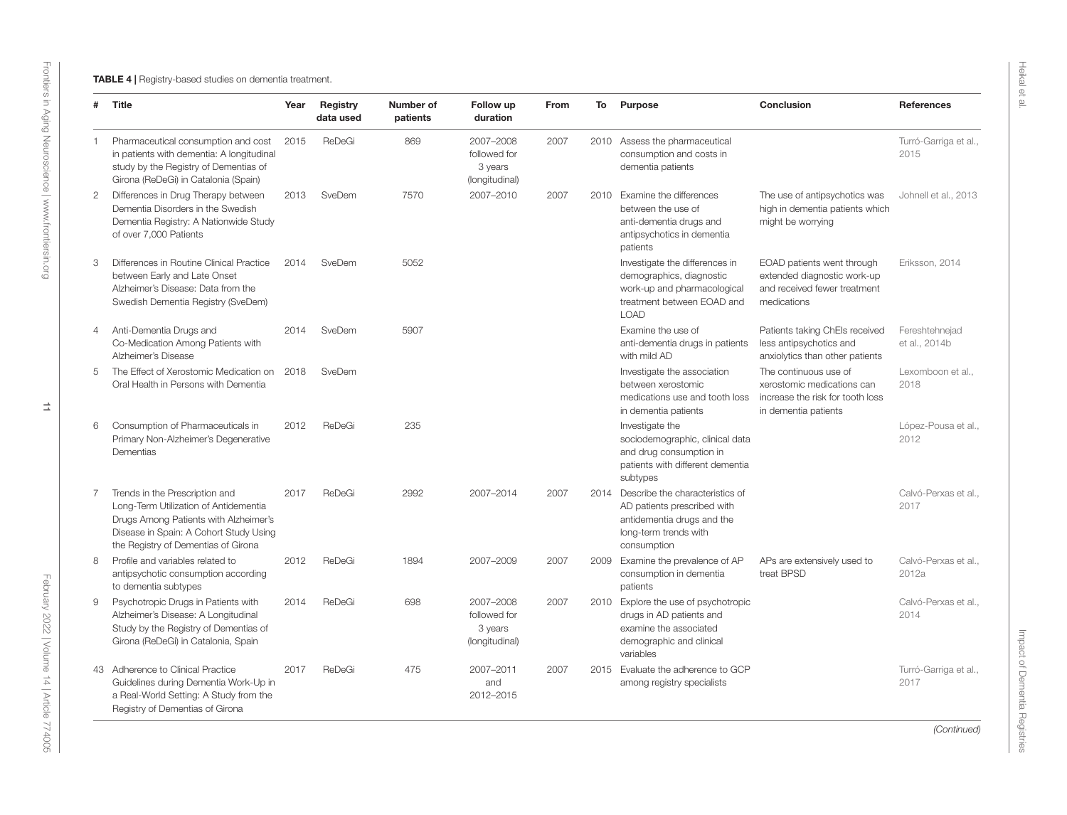**TABLE 4** | Registry-based studies on dementia treatment.

| # | Title | Year | Registry data used | Number of patients | Follow up duration | From | To | Purpose | Conclusion | References |
|---|---|---|---|---|---|---|---|---|---|---|
| 1 | Pharmaceutical consumption and cost in patients with dementia: A longitudinal study by the Registry of Dementias of Girona (ReDeGi) in Catalonia (Spain) | 2015 | ReDeGi | 869 | 2007–2008 followed for 3 years (longitudinal) | 2007 | 2010 | Assess the pharmaceutical consumption and costs in dementia patients | | Turró-Garriga et al., 2015 |
| 2 | Differences in Drug Therapy between Dementia Disorders in the Swedish Dementia Registry: A Nationwide Study of over 7,000 Patients | 2013 | SveDem | 7570 | 2007–2010 | 2007 | 2010 | Examine the differences between the use of anti-dementia drugs and antipsychotics in dementia patients | The use of antipsychotics was high in dementia patients which might be worrying | Johnell et al., 2013 |
| 3 | Differences in Routine Clinical Practice between Early and Late Onset Alzheimer's Disease: Data from the Swedish Dementia Registry (SveDem) | 2014 | SveDem | 5052 | | | | Investigate the differences in demographics, diagnostic work-up and pharmacological treatment between EOAD and LOAD | EOAD patients went through extended diagnostic work-up and received fewer treatment medications | Eriksson, 2014 |
| 4 | Anti-Dementia Drugs and Co-Medication Among Patients with Alzheimer's Disease | 2014 | SveDem | 5907 | | | | Examine the use of anti-dementia drugs in patients with mild AD | Patients taking ChEIs received less antipsychotics and anxiolytics than other patients | Fereshtehnejad et al., 2014b |
| 5 | The Effect of Xerostomic Medication on Oral Health in Persons with Dementia | 2018 | SveDem | | | | | Investigate the association between xerostomic medications use and tooth loss in dementia patients | The continuous use of xerostomic medications can increase the risk for tooth loss in dementia patients | Lexomboon et al., 2018 |
| 6 | Consumption of Pharmaceuticals in Primary Non-Alzheimer's Degenerative Dementias | 2012 | ReDeGi | 235 | | | | Investigate the sociodemographic, clinical data and drug consumption in patients with different dementia subtypes | | López-Pousa et al., 2012 |
| 7 | Trends in the Prescription and Long-Term Utilization of Antidementia Drugs Among Patients with Alzheimer's Disease in Spain: A Cohort Study Using the Registry of Dementias of Girona | 2017 | ReDeGi | 2992 | 2007–2014 | 2007 | 2014 | Describe the characteristics of AD patients prescribed with antidementia drugs and the long-term trends with consumption | | Calvó-Perxas et al., 2017 |
| 8 | Profile and variables related to antipsychotic consumption according to dementia subtypes | 2012 | ReDeGi | 1894 | 2007–2009 | 2007 | 2009 | Examine the prevalence of AP consumption in dementia patients | APs are extensively used to treat BPSD | Calvó-Perxas et al., 2012a |
| 9 | Psychotropic Drugs in Patients with Alzheimer's Disease: A Longitudinal Study by the Registry of Dementias of Girona (ReDeGi) in Catalonia, Spain | 2014 | ReDeGi | 698 | 2007–2008 followed for 3 years (longitudinal) | 2007 | 2010 | Explore the use of psychotropic drugs in AD patients and examine the associated demographic and clinical variables | | Calvó-Perxas et al., 2014 |
| 43 | Adherence to Clinical Practice Guidelines during Dementia Work-Up in a Real-World Setting: A Study from the Registry of Dementias of Girona | 2017 | ReDeGi | 475 | 2007–2011 and 2012–2015 | 2007 | 2015 | Evaluate the adherence to GCP among registry specialists | | Turró-Garriga et al., 2017 |

*(Continued)*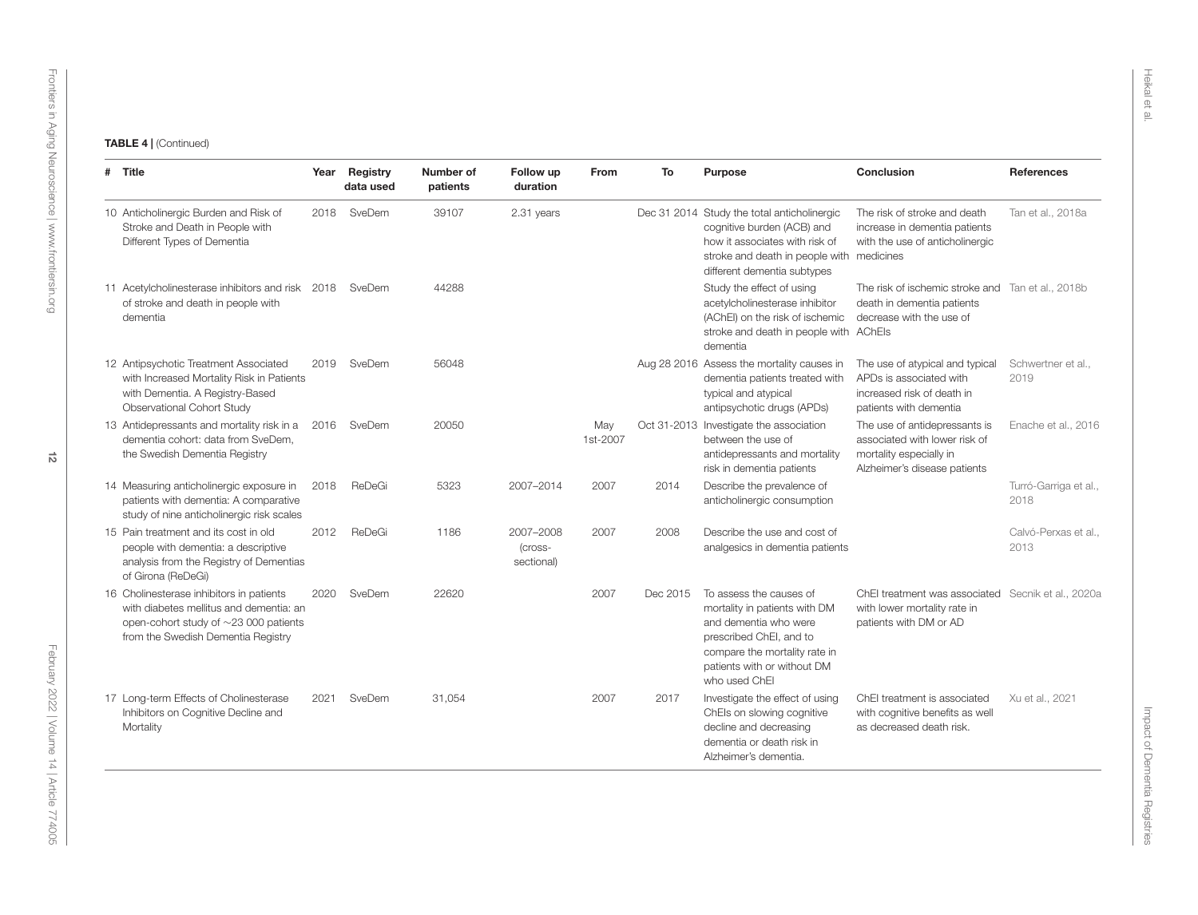**TABLE 4 |** (Continued)

| # | Title | Year | Registry data used | Number of patients | Follow up duration | From | To | Purpose | Conclusion | References |
|---|---|---|---|---|---|---|---|---|---|---|
| 10 | Anticholinergic Burden and Risk of Stroke and Death in People with Different Types of Dementia | 2018 | SveDem | 39107 | 2.31 years | | Dec 31 2014 | Study the total anticholinergic cognitive burden (ACB) and how it associates with risk of stroke and death in people with different dementia subtypes | The risk of stroke and death increase in dementia patients with the use of anticholinergic medicines | Tan et al., 2018a |
| 11 | Acetylcholinesterase inhibitors and risk of stroke and death in people with dementia | 2018 | SveDem | 44288 | | | | Study the effect of using acetylcholinesterase inhibitor (AChEI) on the risk of ischemic stroke and death in people with dementia | The risk of ischemic stroke and death in dementia patients decrease with the use of AChEIs | Tan et al., 2018b |
| 12 | Antipsychotic Treatment Associated with Increased Mortality Risk in Patients with Dementia. A Registry-Based Observational Cohort Study | 2019 | SveDem | 56048 | | | Aug 28 2016 | Assess the mortality causes in dementia patients treated with typical and atypical antipsychotic drugs (APDs) | The use of atypical and typical APDs is associated with increased risk of death in patients with dementia | Schwertner et al., 2019 |
| 13 | Antidepressants and mortality risk in a dementia cohort: data from SveDem, the Swedish Dementia Registry | 2016 | SveDem | 20050 | | May 1st-2007 | Oct 31-2013 | Investigate the association between the use of antidepressants and mortality risk in dementia patients | The use of antidepressants is associated with lower risk of mortality especially in Alzheimer's disease patients | Enache et al., 2016 |
| 14 | Measuring anticholinergic exposure in patients with dementia: A comparative study of nine anticholinergic risk scales | 2018 | ReDeGi | 5323 | 2007–2014 | 2007 | 2014 | Describe the prevalence of anticholinergic consumption | | Turró-Garriga et al., 2018 |
| 15 | Pain treatment and its cost in old people with dementia: a descriptive analysis from the Registry of Dementias of Girona (ReDeGi) | 2012 | ReDeGi | 1186 | 2007–2008 (cross-sectional) | 2007 | 2008 | Describe the use and cost of analgesics in dementia patients | | Calvó-Perxas et al., 2013 |
| 16 | Cholinesterase inhibitors in patients with diabetes mellitus and dementia: an open-cohort study of ∼23 000 patients from the Swedish Dementia Registry | 2020 | SveDem | 22620 | | 2007 | Dec 2015 | To assess the causes of mortality in patients with DM and dementia who were prescribed ChEI, and to compare the mortality rate in patients with or without DM who used ChEI | ChEI treatment was associated with lower mortality rate in patients with DM or AD | Secnik et al., 2020a |
| 17 | Long-term Effects of Cholinesterase Inhibitors on Cognitive Decline and Mortality | 2021 | SveDem | 31,054 | | 2007 | 2017 | Investigate the effect of using ChEIs on slowing cognitive decline and decreasing dementia or death risk in Alzheimer's dementia. | ChEI treatment is associated with cognitive benefits as well as decreased death risk. | Xu et al., 2021 |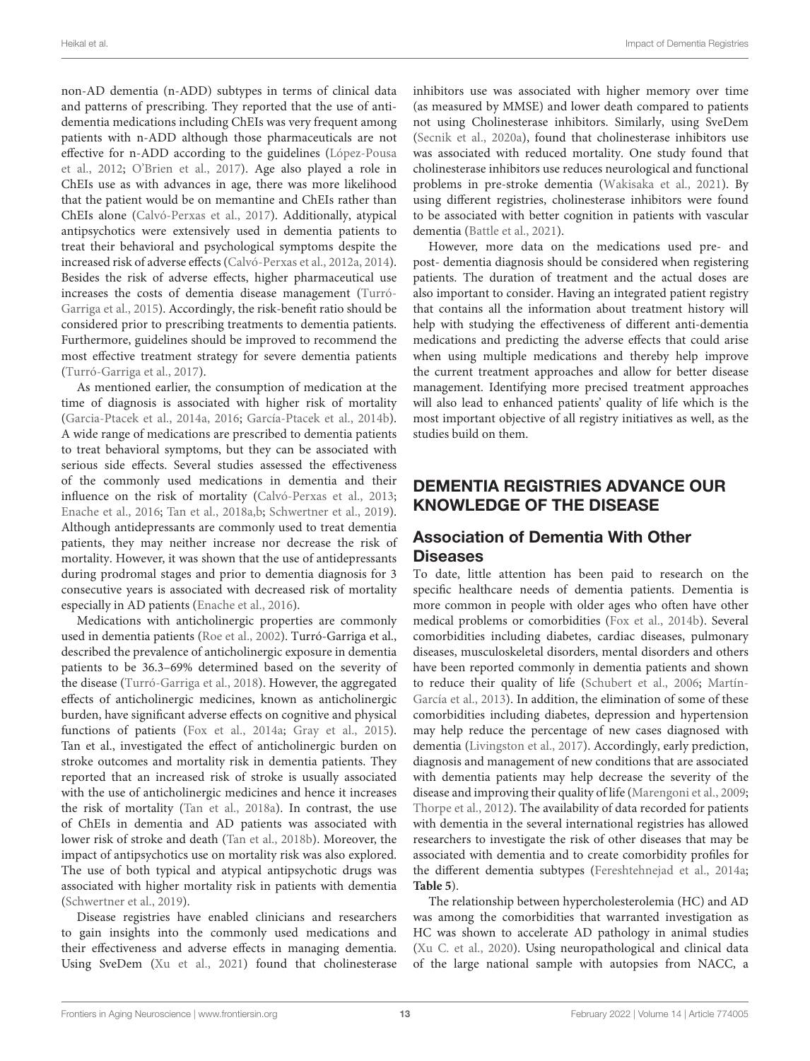non-AD dementia (n-ADD) subtypes in terms of clinical data and patterns of prescribing. They reported that the use of anti-dementia medications including ChEIs was very frequent among patients with n-ADD although those pharmaceuticals are not effective for n-ADD according to the guidelines (López-Pousa et al., 2012; O'Brien et al., 2017). Age also played a role in ChEIs use as with advances in age, there was more likelihood that the patient would be on memantine and ChEIs rather than ChEIs alone (Calvó-Perxas et al., 2017). Additionally, atypical antipsychotics were extensively used in dementia patients to treat their behavioral and psychological symptoms despite the increased risk of adverse effects (Calvó-Perxas et al., 2012a, 2014). Besides the risk of adverse effects, higher pharmaceutical use increases the costs of dementia disease management (Turró-Garriga et al., 2015). Accordingly, the risk-benefit ratio should be considered prior to prescribing treatments to dementia patients. Furthermore, guidelines should be improved to recommend the most effective treatment strategy for severe dementia patients (Turró-Garriga et al., 2017).

As mentioned earlier, the consumption of medication at the time of diagnosis is associated with higher risk of mortality (Garcia-Ptacek et al., 2014a, 2016; García-Ptacek et al., 2014b). A wide range of medications are prescribed to dementia patients to treat behavioral symptoms, but they can be associated with serious side effects. Several studies assessed the effectiveness of the commonly used medications in dementia and their influence on the risk of mortality (Calvó-Perxas et al., 2013; Enache et al., 2016; Tan et al., 2018a,b; Schwertner et al., 2019). Although antidepressants are commonly used to treat dementia patients, they may neither increase nor decrease the risk of mortality. However, it was shown that the use of antidepressants during prodromal stages and prior to dementia diagnosis for 3 consecutive years is associated with decreased risk of mortality especially in AD patients (Enache et al., 2016).

Medications with anticholinergic properties are commonly used in dementia patients (Roe et al., 2002). Turró-Garriga et al., described the prevalence of anticholinergic exposure in dementia patients to be 36.3–69% determined based on the severity of the disease (Turró-Garriga et al., 2018). However, the aggregated effects of anticholinergic medicines, known as anticholinergic burden, have significant adverse effects on cognitive and physical functions of patients (Fox et al., 2014a; Gray et al., 2015). Tan et al., investigated the effect of anticholinergic burden on stroke outcomes and mortality risk in dementia patients. They reported that an increased risk of stroke is usually associated with the use of anticholinergic medicines and hence it increases the risk of mortality (Tan et al., 2018a). In contrast, the use of ChEIs in dementia and AD patients was associated with lower risk of stroke and death (Tan et al., 2018b). Moreover, the impact of antipsychotics use on mortality risk was also explored. The use of both typical and atypical antipsychotic drugs was associated with higher mortality risk in patients with dementia (Schwertner et al., 2019).

Disease registries have enabled clinicians and researchers to gain insights into the commonly used medications and their effectiveness and adverse effects in managing dementia. Using SveDem (Xu et al., 2021) found that cholinesterase inhibitors use was associated with higher memory over time (as measured by MMSE) and lower death compared to patients not using Cholinesterase inhibitors. Similarly, using SveDem (Secnik et al., 2020a), found that cholinesterase inhibitors use was associated with reduced mortality. One study found that cholinesterase inhibitors use reduces neurological and functional problems in pre-stroke dementia (Wakisaka et al., 2021). By using different registries, cholinesterase inhibitors were found to be associated with better cognition in patients with vascular dementia (Battle et al., 2021).

However, more data on the medications used pre- and post- dementia diagnosis should be considered when registering patients. The duration of treatment and the actual doses are also important to consider. Having an integrated patient registry that contains all the information about treatment history will help with studying the effectiveness of different anti-dementia medications and predicting the adverse effects that could arise when using multiple medications and thereby help improve the current treatment approaches and allow for better disease management. Identifying more precised treatment approaches will also lead to enhanced patients' quality of life which is the most important objective of all registry initiatives as well, as the studies build on them.

## DEMENTIA REGISTRIES ADVANCE OUR KNOWLEDGE OF THE DISEASE

### Association of Dementia With Other Diseases

To date, little attention has been paid to research on the specific healthcare needs of dementia patients. Dementia is more common in people with older ages who often have other medical problems or comorbidities (Fox et al., 2014b). Several comorbidities including diabetes, cardiac diseases, pulmonary diseases, musculoskeletal disorders, mental disorders and others have been reported commonly in dementia patients and shown to reduce their quality of life (Schubert et al., 2006; Martín-García et al., 2013). In addition, the elimination of some of these comorbidities including diabetes, depression and hypertension may help reduce the percentage of new cases diagnosed with dementia (Livingston et al., 2017). Accordingly, early prediction, diagnosis and management of new conditions that are associated with dementia patients may help decrease the severity of the disease and improving their quality of life (Marengoni et al., 2009; Thorpe et al., 2012). The availability of data recorded for patients with dementia in the several international registries has allowed researchers to investigate the risk of other diseases that may be associated with dementia and to create comorbidity profiles for the different dementia subtypes (Fereshtehnejad et al., 2014a; **Table 5**).

The relationship between hypercholesterolemia (HC) and AD was among the comorbidities that warranted investigation as HC was shown to accelerate AD pathology in animal studies (Xu C. et al., 2020). Using neuropathological and clinical data of the large national sample with autopsies from NACC, a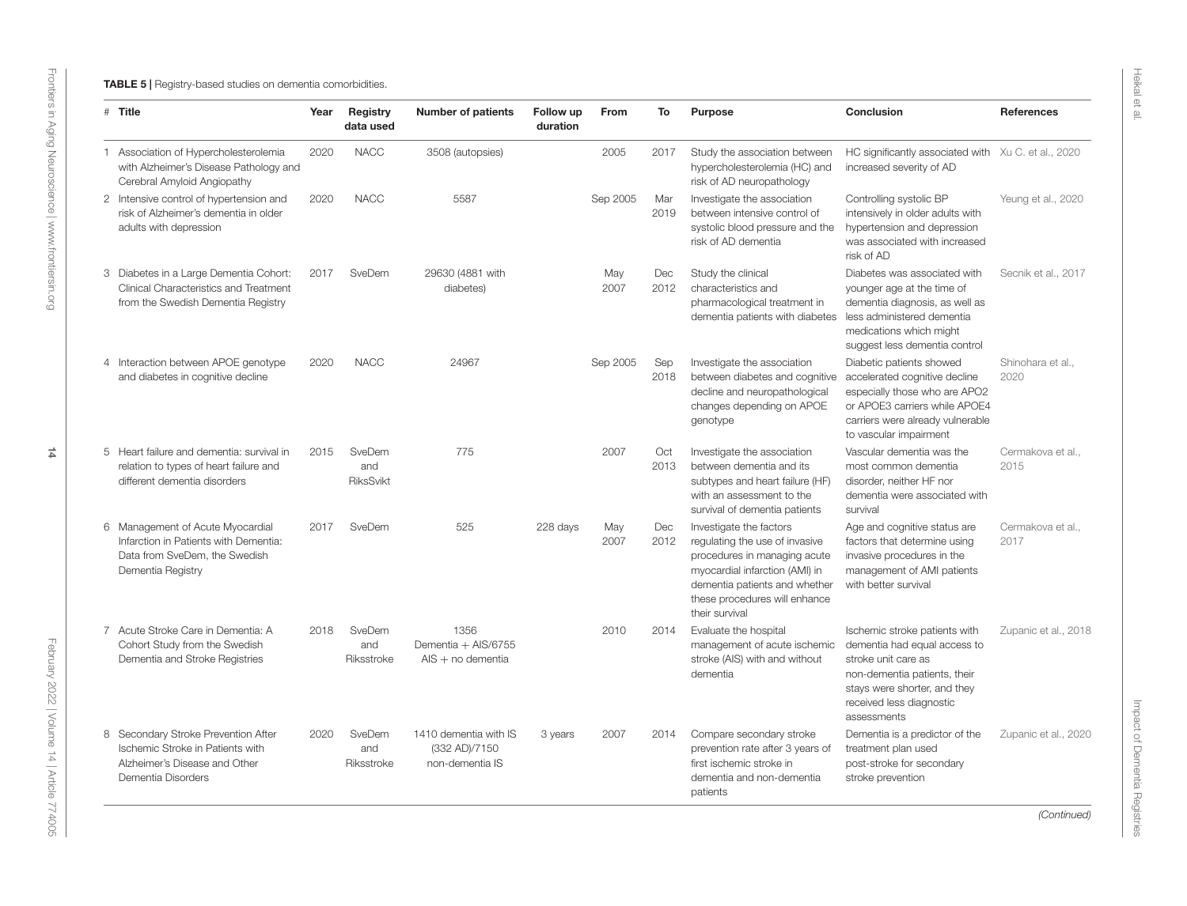**TABLE 5 |** Registry-based studies on dementia comorbidities.

| # | Title | Year | Registry data used | Number of patients | Follow up duration | From | To | Purpose | Conclusion | References |
|---|---|---|---|---|---|---|---|---|---|---|
| 1 | Association of Hypercholesterolemia with Alzheimer's Disease Pathology and Cerebral Amyloid Angiopathy | 2020 | NACC | 3508 (autopsies) | | 2005 | 2017 | Study the association between hypercholesterolemia (HC) and risk of AD neuropathology | HC significantly associated with increased severity of AD | Xu C. et al., 2020 |
| 2 | Intensive control of hypertension and risk of Alzheimer's dementia in older adults with depression | 2020 | NACC | 5587 | | Sep 2005 | Mar 2019 | Investigate the association between intensive control of systolic blood pressure and the risk of AD dementia | Controlling systolic BP intensively in older adults with hypertension and depression was associated with increased risk of AD | Yeung et al., 2020 |
| 3 | Diabetes in a Large Dementia Cohort: Clinical Characteristics and Treatment from the Swedish Dementia Registry | 2017 | SveDem | 29630 (4881 with diabetes) | | May 2007 | Dec 2012 | Study the clinical characteristics and pharmacological treatment in dementia patients with diabetes | Diabetes was associated with younger age at the time of dementia diagnosis, as well as less administered dementia medications which might suggest less dementia control | Secnik et al., 2017 |
| 4 | Interaction between APOE genotype and diabetes in cognitive decline | 2020 | NACC | 24967 | | Sep 2005 | Sep 2018 | Investigate the association between diabetes and cognitive decline and neuropathological changes depending on APOE genotype | Diabetic patients showed accelerated cognitive decline especially those who are APO2 or APOE3 carriers while APOE4 carriers were already vulnerable to vascular impairment | Shinohara et al., 2020 |
| 5 | Heart failure and dementia: survival in relation to types of heart failure and different dementia disorders | 2015 | SveDem and RiksSvikt | 775 | | 2007 | Oct 2013 | Investigate the association between dementia and its subtypes and heart failure (HF) with an assessment to the survival of dementia patients | Vascular dementia was the most common dementia disorder, neither HF nor dementia were associated with survival | Cermakova et al., 2015 |
| 6 | Management of Acute Myocardial Infarction in Patients with Dementia: Data from SveDem, the Swedish Dementia Registry | 2017 | SveDem | 525 | 228 days | May 2007 | Dec 2012 | Investigate the factors regulating the use of invasive procedures in managing acute myocardial infarction (AMI) in dementia patients and whether these procedures will enhance their survival | Age and cognitive status are factors that determine using invasive procedures in the management of AMI patients with better survival | Cermakova et al., 2017 |
| 7 | Acute Stroke Care in Dementia: A Cohort Study from the Swedish Dementia and Stroke Registries | 2018 | SveDem and Riksstroke | 1356 Dementia + AIS/6755 AIS + no dementia | | 2010 | 2014 | Evaluate the hospital management of acute ischemic stroke (AIS) with and without dementia | Ischemic stroke patients with dementia had equal access to stroke unit care as non-dementia patients, their stays were shorter, and they received less diagnostic assessments | Zupanic et al., 2018 |
| 8 | Secondary Stroke Prevention After Ischemic Stroke in Patients with Alzheimer's Disease and Other Dementia Disorders | 2020 | SveDem and Riksstroke | 1410 dementia with IS (332 AD)/7150 non-dementia IS | 3 years | 2007 | 2014 | Compare secondary stroke prevention rate after 3 years of first ischemic stroke in dementia and non-dementia patients | Dementia is a predictor of the treatment plan used post-stroke for secondary stroke prevention | Zupanic et al., 2020 |

*(Continued)*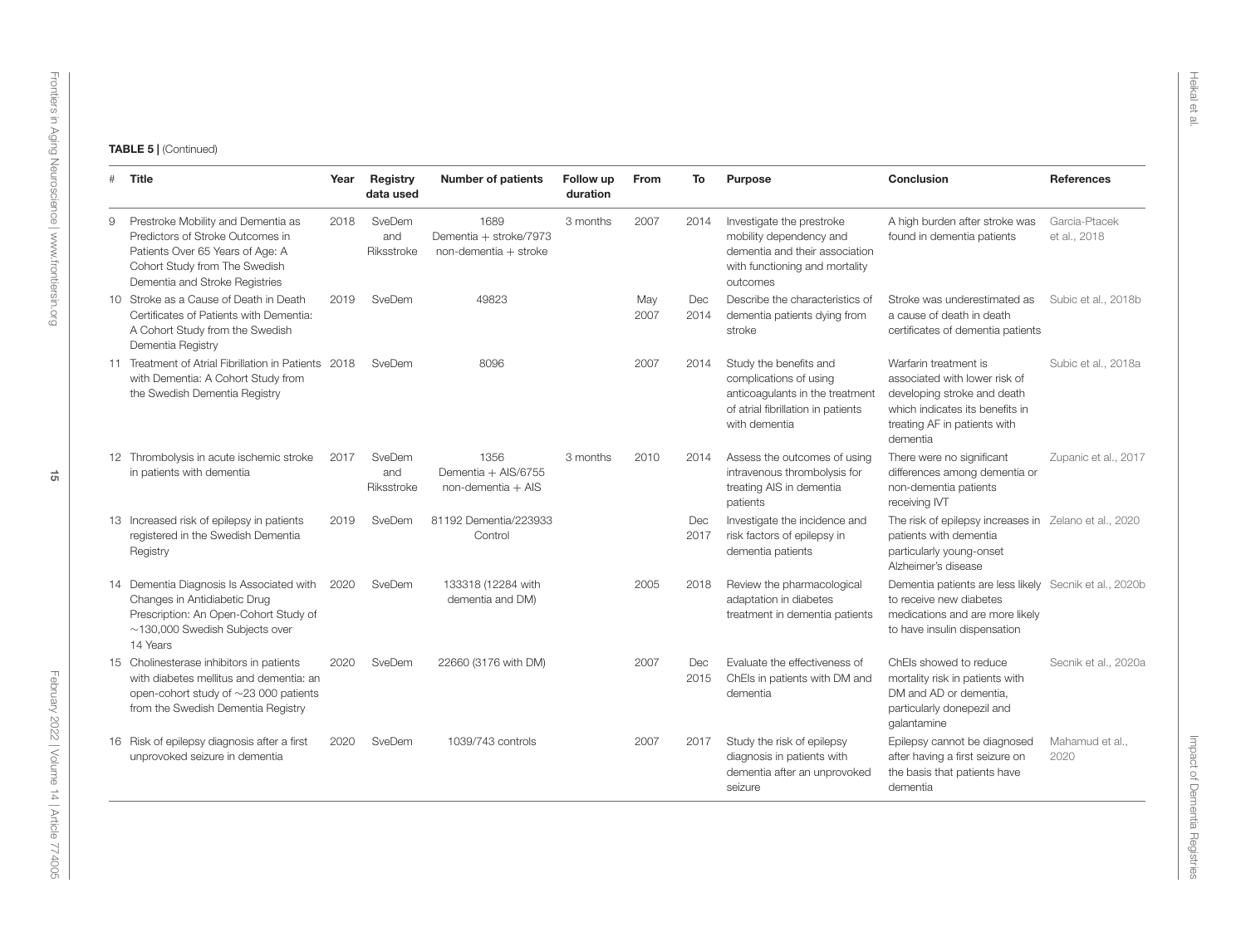**TABLE 5 |** (Continued)

| # | Title | Year | Registry data used | Number of patients | Follow up duration | From | To | Purpose | Conclusion | References |
|---|---|---|---|---|---|---|---|---|---|---|
| 9 | Prestroke Mobility and Dementia as Predictors of Stroke Outcomes in Patients Over 65 Years of Age: A Cohort Study from The Swedish Dementia and Stroke Registries | 2018 | SveDem and Riksstroke | 1689 Dementia + stroke/7973 non-dementia + stroke | 3 months | 2007 | 2014 | Investigate the prestroke mobility dependency and dementia and their association with functioning and mortality outcomes | A high burden after stroke was found in dementia patients | Garcia-Ptacek et al., 2018 |
| 10 | Stroke as a Cause of Death in Death Certificates of Patients with Dementia: A Cohort Study from the Swedish Dementia Registry | 2019 | SveDem | 49823 | | May 2007 | Dec 2014 | Describe the characteristics of dementia patients dying from stroke | Stroke was underestimated as a cause of death in death certificates of dementia patients | Subic et al., 2018b |
| 11 | Treatment of Atrial Fibrillation in Patients with Dementia: A Cohort Study from the Swedish Dementia Registry | 2018 | SveDem | 8096 | | 2007 | 2014 | Study the benefits and complications of using anticoagulants in the treatment of atrial fibrillation in patients with dementia | Warfarin treatment is associated with lower risk of developing stroke and death which indicates its benefits in treating AF in patients with dementia | Subic et al., 2018a |
| 12 | Thrombolysis in acute ischemic stroke in patients with dementia | 2017 | SveDem and Riksstroke | 1356 Dementia + AIS/6755 non-dementia + AIS | 3 months | 2010 | 2014 | Assess the outcomes of using intravenous thrombolysis for treating AIS in dementia patients | There were no significant differences among dementia or non-dementia patients receiving IVT | Zupanic et al., 2017 |
| 13 | Increased risk of epilepsy in patients registered in the Swedish Dementia Registry | 2019 | SveDem | 81192 Dementia/223933 Control | | | Dec 2017 | Investigate the incidence and risk factors of epilepsy in dementia patients | The risk of epilepsy increases in patients with dementia particularly young-onset Alzheimer's disease | Zelano et al., 2020 |
| 14 | Dementia Diagnosis Is Associated with Changes in Antidiabetic Drug Prescription: An Open-Cohort Study of ~130,000 Swedish Subjects over 14 Years | 2020 | SveDem | 133318 (12284 with dementia and DM) | | 2005 | 2018 | Review the pharmacological adaptation in diabetes treatment in dementia patients | Dementia patients are less likely to receive new diabetes medications and are more likely to have insulin dispensation | Secnik et al., 2020b |
| 15 | Cholinesterase inhibitors in patients with diabetes mellitus and dementia: an open-cohort study of ~23 000 patients from the Swedish Dementia Registry | 2020 | SveDem | 22660 (3176 with DM) | | 2007 | Dec 2015 | Evaluate the effectiveness of ChEIs in patients with DM and dementia | ChEIs showed to reduce mortality risk in patients with DM and AD or dementia, particularly donepezil and galantamine | Secnik et al., 2020a |
| 16 | Risk of epilepsy diagnosis after a first unprovoked seizure in dementia | 2020 | SveDem | 1039/743 controls | | 2007 | 2017 | Study the risk of epilepsy diagnosis in patients with dementia after an unprovoked seizure | Epilepsy cannot be diagnosed after having a first seizure on the basis that patients have dementia | Mahamud et al., 2020 |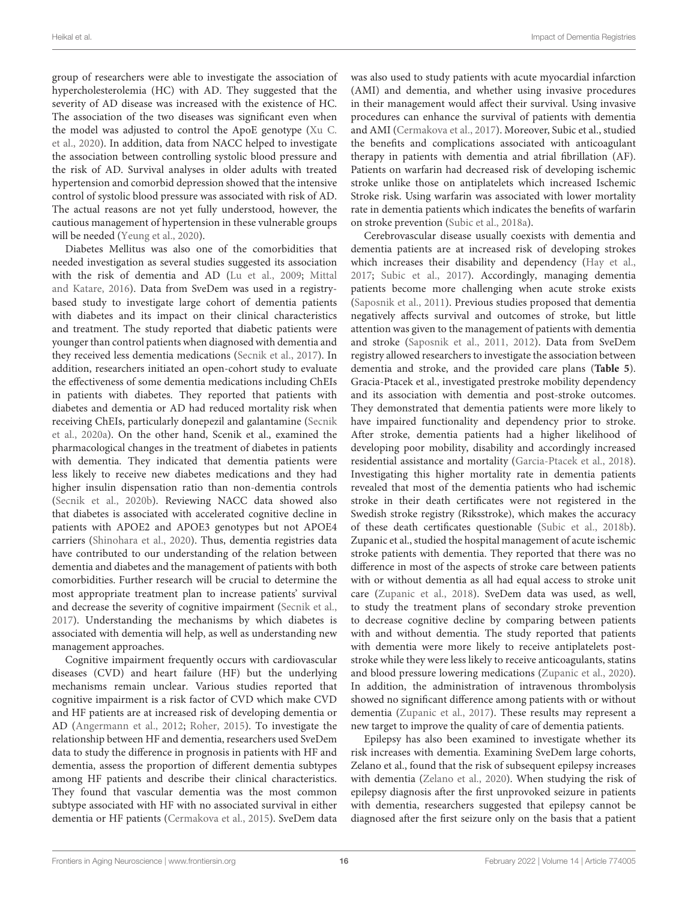group of researchers were able to investigate the association of hypercholesterolemia (HC) with AD. They suggested that the severity of AD disease was increased with the existence of HC. The association of the two diseases was significant even when the model was adjusted to control the ApoE genotype (Xu C. et al., 2020). In addition, data from NACC helped to investigate the association between controlling systolic blood pressure and the risk of AD. Survival analyses in older adults with treated hypertension and comorbid depression showed that the intensive control of systolic blood pressure was associated with risk of AD. The actual reasons are not yet fully understood, however, the cautious management of hypertension in these vulnerable groups will be needed (Yeung et al., 2020).

Diabetes Mellitus was also one of the comorbidities that needed investigation as several studies suggested its association with the risk of dementia and AD (Lu et al., 2009; Mittal and Katare, 2016). Data from SveDem was used in a registry-based study to investigate large cohort of dementia patients with diabetes and its impact on their clinical characteristics and treatment. The study reported that diabetic patients were younger than control patients when diagnosed with dementia and they received less dementia medications (Secnik et al., 2017). In addition, researchers initiated an open-cohort study to evaluate the effectiveness of some dementia medications including ChEIs in patients with diabetes. They reported that patients with diabetes and dementia or AD had reduced mortality risk when receiving ChEIs, particularly donepezil and galantamine (Secnik et al., 2020a). On the other hand, Scenik et al., examined the pharmacological changes in the treatment of diabetes in patients with dementia. They indicated that dementia patients were less likely to receive new diabetes medications and they had higher insulin dispensation ratio than non-dementia controls (Secnik et al., 2020b). Reviewing NACC data showed also that diabetes is associated with accelerated cognitive decline in patients with APOE2 and APOE3 genotypes but not APOE4 carriers (Shinohara et al., 2020). Thus, dementia registries data have contributed to our understanding of the relation between dementia and diabetes and the management of patients with both comorbidities. Further research will be crucial to determine the most appropriate treatment plan to increase patients' survival and decrease the severity of cognitive impairment (Secnik et al., 2017). Understanding the mechanisms by which diabetes is associated with dementia will help, as well as understanding new management approaches.

Cognitive impairment frequently occurs with cardiovascular diseases (CVD) and heart failure (HF) but the underlying mechanisms remain unclear. Various studies reported that cognitive impairment is a risk factor of CVD which make CVD and HF patients are at increased risk of developing dementia or AD (Angermann et al., 2012; Roher, 2015). To investigate the relationship between HF and dementia, researchers used SveDem data to study the difference in prognosis in patients with HF and dementia, assess the proportion of different dementia subtypes among HF patients and describe their clinical characteristics. They found that vascular dementia was the most common subtype associated with HF with no associated survival in either dementia or HF patients (Cermakova et al., 2015). SveDem data was also used to study patients with acute myocardial infarction (AMI) and dementia, and whether using invasive procedures in their management would affect their survival. Using invasive procedures can enhance the survival of patients with dementia and AMI (Cermakova et al., 2017). Moreover, Subic et al., studied the benefits and complications associated with anticoagulant therapy in patients with dementia and atrial fibrillation (AF). Patients on warfarin had decreased risk of developing ischemic stroke unlike those on antiplatelets which increased Ischemic Stroke risk. Using warfarin was associated with lower mortality rate in dementia patients which indicates the benefits of warfarin on stroke prevention (Subic et al., 2018a).

Cerebrovascular disease usually coexists with dementia and dementia patients are at increased risk of developing strokes which increases their disability and dependency (Hay et al., 2017; Subic et al., 2017). Accordingly, managing dementia patients become more challenging when acute stroke exists (Saposnik et al., 2011). Previous studies proposed that dementia negatively affects survival and outcomes of stroke, but little attention was given to the management of patients with dementia and stroke (Saposnik et al., 2011, 2012). Data from SveDem registry allowed researchers to investigate the association between dementia and stroke, and the provided care plans (**Table 5**). Gracia-Ptacek et al., investigated prestroke mobility dependency and its association with dementia and post-stroke outcomes. They demonstrated that dementia patients were more likely to have impaired functionality and dependency prior to stroke. After stroke, dementia patients had a higher likelihood of developing poor mobility, disability and accordingly increased residential assistance and mortality (Garcia-Ptacek et al., 2018). Investigating this higher mortality rate in dementia patients revealed that most of the dementia patients who had ischemic stroke in their death certificates were not registered in the Swedish stroke registry (Riksstroke), which makes the accuracy of these death certificates questionable (Subic et al., 2018b). Zupanic et al., studied the hospital management of acute ischemic stroke patients with dementia. They reported that there was no difference in most of the aspects of stroke care between patients with or without dementia as all had equal access to stroke unit care (Zupanic et al., 2018). SveDem data was used, as well, to study the treatment plans of secondary stroke prevention to decrease cognitive decline by comparing between patients with and without dementia. The study reported that patients with dementia were more likely to receive antiplatelets post-stroke while they were less likely to receive anticoagulants, statins and blood pressure lowering medications (Zupanic et al., 2020). In addition, the administration of intravenous thrombolysis showed no significant difference among patients with or without dementia (Zupanic et al., 2017). These results may represent a new target to improve the quality of care of dementia patients.

Epilepsy has also been examined to investigate whether its risk increases with dementia. Examining SveDem large cohorts, Zelano et al., found that the risk of subsequent epilepsy increases with dementia (Zelano et al., 2020). When studying the risk of epilepsy diagnosis after the first unprovoked seizure in patients with dementia, researchers suggested that epilepsy cannot be diagnosed after the first seizure only on the basis that a patient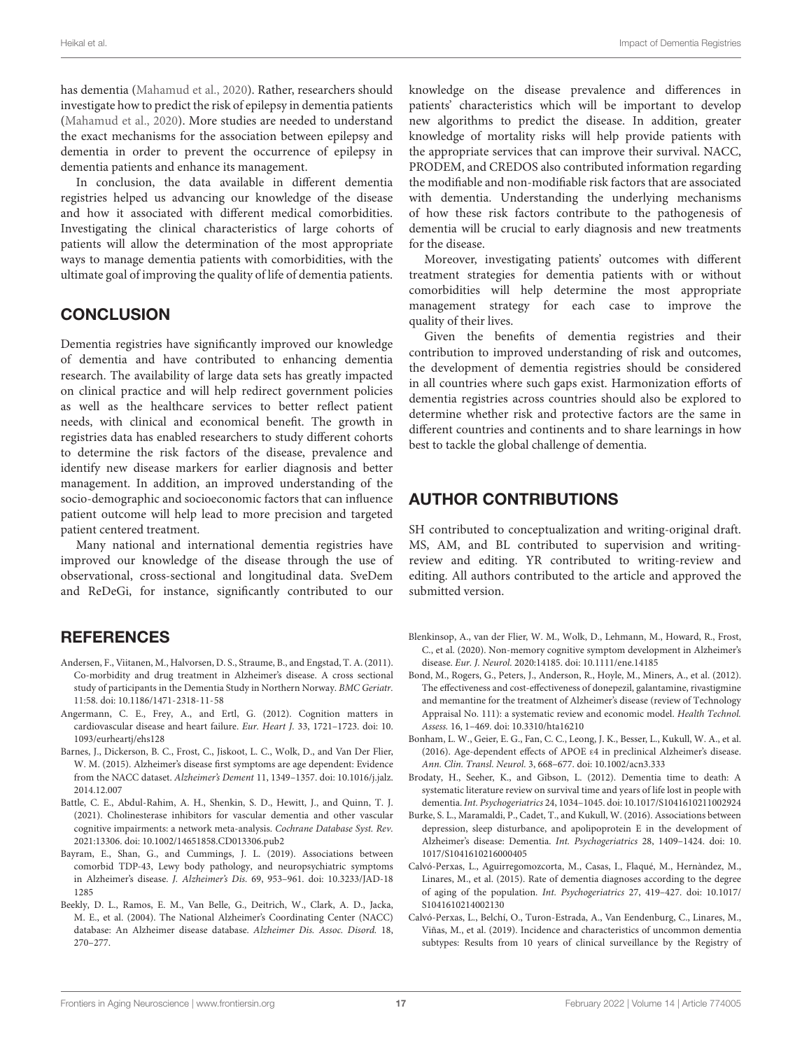has dementia (Mahamud et al., 2020). Rather, researchers should investigate how to predict the risk of epilepsy in dementia patients (Mahamud et al., 2020). More studies are needed to understand the exact mechanisms for the association between epilepsy and dementia in order to prevent the occurrence of epilepsy in dementia patients and enhance its management.

In conclusion, the data available in different dementia registries helped us advancing our knowledge of the disease and how it associated with different medical comorbidities. Investigating the clinical characteristics of large cohorts of patients will allow the determination of the most appropriate ways to manage dementia patients with comorbidities, with the ultimate goal of improving the quality of life of dementia patients.

## CONCLUSION

Dementia registries have significantly improved our knowledge of dementia and have contributed to enhancing dementia research. The availability of large data sets has greatly impacted on clinical practice and will help redirect government policies as well as the healthcare services to better reflect patient needs, with clinical and economical benefit. The growth in registries data has enabled researchers to study different cohorts to determine the risk factors of the disease, prevalence and identify new disease markers for earlier diagnosis and better management. In addition, an improved understanding of the socio-demographic and socioeconomic factors that can influence patient outcome will help lead to more precision and targeted patient centered treatment.

Many national and international dementia registries have improved our knowledge of the disease through the use of observational, cross-sectional and longitudinal data. SveDem and ReDeGi, for instance, significantly contributed to our knowledge on the disease prevalence and differences in patients' characteristics which will be important to develop new algorithms to predict the disease. In addition, greater knowledge of mortality risks will help provide patients with the appropriate services that can improve their survival. NACC, PRODEM, and CREDOS also contributed information regarding the modifiable and non-modifiable risk factors that are associated with dementia. Understanding the underlying mechanisms of how these risk factors contribute to the pathogenesis of dementia will be crucial to early diagnosis and new treatments for the disease.

Moreover, investigating patients' outcomes with different treatment strategies for dementia patients with or without comorbidities will help determine the most appropriate management strategy for each case to improve the quality of their lives.

Given the benefits of dementia registries and their contribution to improved understanding of risk and outcomes, the development of dementia registries should be considered in all countries where such gaps exist. Harmonization efforts of dementia registries across countries should also be explored to determine whether risk and protective factors are the same in different countries and continents and to share learnings in how best to tackle the global challenge of dementia.

## AUTHOR CONTRIBUTIONS

SH contributed to conceptualization and writing-original draft. MS, AM, and BL contributed to supervision and writing-review and editing. YR contributed to writing-review and editing. All authors contributed to the article and approved the submitted version.

## REFERENCES

Andersen, F., Viitanen, M., Halvorsen, D. S., Straume, B., and Engstad, T. A. (2011). Co-morbidity and drug treatment in Alzheimer's disease. A cross sectional study of participants in the Dementia Study in Northern Norway. *BMC Geriatr.* 11:58. doi: 10.1186/1471-2318-11-58

Angermann, C. E., Frey, A., and Ertl, G. (2012). Cognition matters in cardiovascular disease and heart failure. *Eur. Heart J.* 33, 1721–1723. doi: 10.1093/eurheartj/ehs128

Barnes, J., Dickerson, B. C., Frost, C., Jiskoot, L. C., Wolk, D., and Van Der Flier, W. M. (2015). Alzheimer's disease first symptoms are age dependent: Evidence from the NACC dataset. *Alzheimer's Dement* 11, 1349–1357. doi: 10.1016/j.jalz.2014.12.007

Battle, C. E., Abdul-Rahim, A. H., Shenkin, S. D., Hewitt, J., and Quinn, T. J. (2021). Cholinesterase inhibitors for vascular dementia and other vascular cognitive impairments: a network meta-analysis. *Cochrane Database Syst. Rev.* 2021:13306. doi: 10.1002/14651858.CD013306.pub2

Bayram, E., Shan, G., and Cummings, J. L. (2019). Associations between comorbid TDP-43, Lewy body pathology, and neuropsychiatric symptoms in Alzheimer's disease. *J. Alzheimer's Dis.* 69, 953–961. doi: 10.3233/JAD-181285

Beekly, D. L., Ramos, E. M., Van Belle, G., Deitrich, W., Clark, A. D., Jacka, M. E., et al. (2004). The National Alzheimer's Coordinating Center (NACC) database: An Alzheimer disease database. *Alzheimer Dis. Assoc. Disord.* 18, 270–277.

Blenkinsop, A., van der Flier, W. M., Wolk, D., Lehmann, M., Howard, R., Frost, C., et al. (2020). Non-memory cognitive symptom development in Alzheimer's disease. *Eur. J. Neurol.* 2020:14185. doi: 10.1111/ene.14185

Bond, M., Rogers, G., Peters, J., Anderson, R., Hoyle, M., Miners, A., et al. (2012). The effectiveness and cost-effectiveness of donepezil, galantamine, rivastigmine and memantine for the treatment of Alzheimer's disease (review of Technology Appraisal No. 111): a systematic review and economic model. *Health Technol. Assess.* 16, 1–469. doi: 10.3310/hta16210

Bonham, L. W., Geier, E. G., Fan, C. C., Leong, J. K., Besser, L., Kukull, W. A., et al. (2016). Age-dependent effects of APOE ε4 in preclinical Alzheimer's disease. *Ann. Clin. Transl. Neurol.* 3, 668–677. doi: 10.1002/acn3.333

Brodaty, H., Seeher, K., and Gibson, L. (2012). Dementia time to death: A systematic literature review on survival time and years of life lost in people with dementia. *Int. Psychogeriatrics* 24, 1034–1045. doi: 10.1017/S1041610211002924

Burke, S. L., Maramaldi, P., Cadet, T., and Kukull, W. (2016). Associations between depression, sleep disturbance, and apolipoprotein E in the development of Alzheimer's disease: Dementia. *Int. Psychogeriatrics* 28, 1409–1424. doi: 10.1017/S1041610216000405

Calvó-Perxas, L., Aguirregomozcorta, M., Casas, I., Flaqué, M., Hernàndez, M., Linares, M., et al. (2015). Rate of dementia diagnoses according to the degree of aging of the population. *Int. Psychogeriatrics* 27, 419–427. doi: 10.1017/S1041610214002130

Calvó-Perxas, L., Belchí, O., Turon-Estrada, A., Van Eendenburg, C., Linares, M., Viñas, M., et al. (2019). Incidence and characteristics of uncommon dementia subtypes: Results from 10 years of clinical surveillance by the Registry of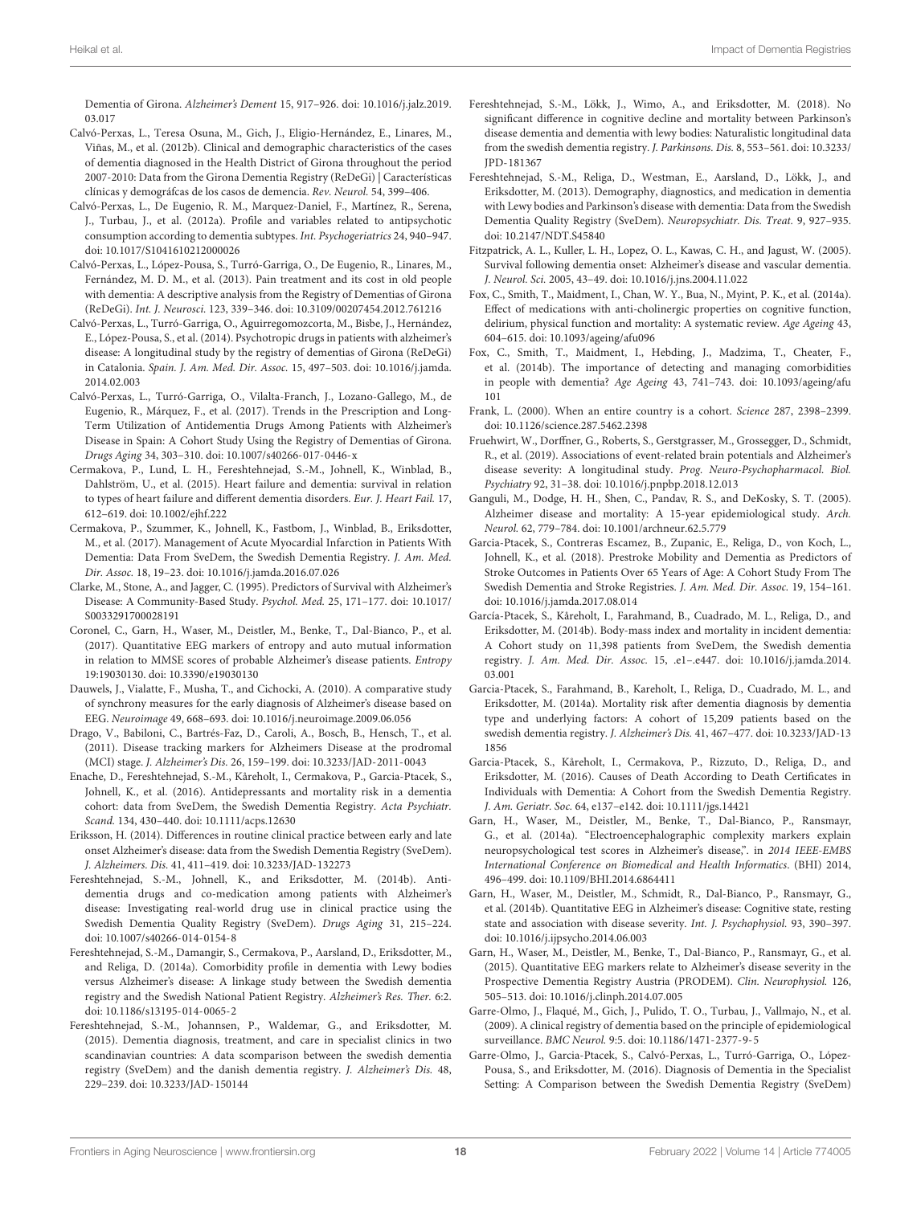Dementia of Girona. *Alzheimer's Dement* 15, 917–926. doi: 10.1016/j.jalz.2019.03.017

Calvó-Perxas, L., Teresa Osuna, M., Gich, J., Eligio-Hernández, E., Linares, M., Viñas, M., et al. (2012b). Clinical and demographic characteristics of the cases of dementia diagnosed in the Health District of Girona throughout the period 2007-2010: Data from the Girona Dementia Registry (ReDeGi) | Características clínicas y demográfcas de los casos de demencia. *Rev. Neurol.* 54, 399–406.

Calvó-Perxas, L., De Eugenio, R. M., Marquez-Daniel, F., Martínez, R., Serena, J., Turbau, J., et al. (2012a). Profile and variables related to antipsychotic consumption according to dementia subtypes. *Int. Psychogeriatrics* 24, 940–947. doi: 10.1017/S1041610212000026

Calvó-Perxas, L., López-Pousa, S., Turró-Garriga, O., De Eugenio, R., Linares, M., Fernández, M. D. M., et al. (2013). Pain treatment and its cost in old people with dementia: A descriptive analysis from the Registry of Dementias of Girona (ReDeGi). *Int. J. Neurosci.* 123, 339–346. doi: 10.3109/00207454.2012.761216

Calvó-Perxas, L., Turró-Garriga, O., Aguirregomozcorta, M., Bisbe, J., Hernández, E., López-Pousa, S., et al. (2014). Psychotropic drugs in patients with alzheimer's disease: A longitudinal study by the registry of dementias of Girona (ReDeGi) in Catalonia. *Spain. J. Am. Med. Dir. Assoc.* 15, 497–503. doi: 10.1016/j.jamda.2014.02.003

Calvó-Perxas, L., Turró-Garriga, O., Vilalta-Franch, J., Lozano-Gallego, M., de Eugenio, R., Márquez, F., et al. (2017). Trends in the Prescription and Long-Term Utilization of Antidementia Drugs Among Patients with Alzheimer's Disease in Spain: A Cohort Study Using the Registry of Dementias of Girona. *Drugs Aging* 34, 303–310. doi: 10.1007/s40266-017-0446-x

Cermakova, P., Lund, L. H., Fereshtehnejad, S.-M., Johnell, K., Winblad, B., Dahlström, U., et al. (2015). Heart failure and dementia: survival in relation to types of heart failure and different dementia disorders. *Eur. J. Heart Fail.* 17, 612–619. doi: 10.1002/ejhf.222

Cermakova, P., Szummer, K., Johnell, K., Fastbom, J., Winblad, B., Eriksdotter, M., et al. (2017). Management of Acute Myocardial Infarction in Patients With Dementia: Data From SveDem, the Swedish Dementia Registry. *J. Am. Med. Dir. Assoc.* 18, 19–23. doi: 10.1016/j.jamda.2016.07.026

Clarke, M., Stone, A., and Jagger, C. (1995). Predictors of Survival with Alzheimer's Disease: A Community-Based Study. *Psychol. Med.* 25, 171–177. doi: 10.1017/S0033291700028191

Coronel, C., Garn, H., Waser, M., Deistler, M., Benke, T., Dal-Bianco, P., et al. (2017). Quantitative EEG markers of entropy and auto mutual information in relation to MMSE scores of probable Alzheimer's disease patients. *Entropy* 19:19030130. doi: 10.3390/e19030130

Dauwels, J., Vialatte, F., Musha, T., and Cichocki, A. (2010). A comparative study of synchrony measures for the early diagnosis of Alzheimer's disease based on EEG. *Neuroimage* 49, 668–693. doi: 10.1016/j.neuroimage.2009.06.056

Drago, V., Babiloni, C., Bartrés-Faz, D., Caroli, A., Bosch, B., Hensch, T., et al. (2011). Disease tracking markers for Alzheimers Disease at the prodromal (MCI) stage. *J. Alzheimer's Dis.* 26, 159–199. doi: 10.3233/JAD-2011-0043

Enache, D., Fereshtehnejad, S.-M., Kåreholt, I., Cermakova, P., Garcia-Ptacek, S., Johnell, K., et al. (2016). Antidepressants and mortality risk in a dementia cohort: data from SveDem, the Swedish Dementia Registry. *Acta Psychiatr. Scand.* 134, 430–440. doi: 10.1111/acps.12630

Eriksson, H. (2014). Differences in routine clinical practice between early and late onset Alzheimer's disease: data from the Swedish Dementia Registry (SveDem). *J. Alzheimers. Dis.* 41, 411–419. doi: 10.3233/JAD-132273

Fereshtehnejad, S.-M., Johnell, K., and Eriksdotter, M. (2014b). Anti-dementia drugs and co-medication among patients with Alzheimer's disease: Investigating real-world drug use in clinical practice using the Swedish Dementia Quality Registry (SveDem). *Drugs Aging* 31, 215–224. doi: 10.1007/s40266-014-0154-8

Fereshtehnejad, S.-M., Damangir, S., Cermakova, P., Aarsland, D., Eriksdotter, M., and Religa, D. (2014a). Comorbidity profile in dementia with Lewy bodies versus Alzheimer's disease: A linkage study between the Swedish dementia registry and the Swedish National Patient Registry. *Alzheimer's Res. Ther.* 6:2. doi: 10.1186/s13195-014-0065-2

Fereshtehnejad, S.-M., Johannsen, P., Waldemar, G., and Eriksdotter, M. (2015). Dementia diagnosis, treatment, and care in specialist clinics in two scandinavian countries: A data scomparison between the swedish dementia registry (SveDem) and the danish dementia registry. *J. Alzheimer's Dis.* 48, 229–239. doi: 10.3233/JAD-150144

Fereshtehnejad, S.-M., Lökk, J., Wimo, A., and Eriksdotter, M. (2018). No significant difference in cognitive decline and mortality between Parkinson's disease dementia and dementia with lewy bodies: Naturalistic longitudinal data from the swedish dementia registry. *J. Parkinsons. Dis.* 8, 553–561. doi: 10.3233/JPD-181367

Fereshtehnejad, S.-M., Religa, D., Westman, E., Aarsland, D., Lökk, J., and Eriksdotter, M. (2013). Demography, diagnostics, and medication in dementia with Lewy bodies and Parkinson's disease with dementia: Data from the Swedish Dementia Quality Registry (SveDem). *Neuropsychiatr. Dis. Treat.* 9, 927–935. doi: 10.2147/NDT.S45840

Fitzpatrick, A. L., Kuller, L. H., Lopez, O. L., Kawas, C. H., and Jagust, W. (2005). Survival following dementia onset: Alzheimer's disease and vascular dementia. *J. Neurol. Sci.* 2005, 43–49. doi: 10.1016/j.jns.2004.11.022

Fox, C., Smith, T., Maidment, I., Chan, W. Y., Bua, N., Myint, P. K., et al. (2014a). Effect of medications with anti-cholinergic properties on cognitive function, delirium, physical function and mortality: A systematic review. *Age Ageing* 43, 604–615. doi: 10.1093/ageing/afu096

Fox, C., Smith, T., Maidment, I., Hebding, J., Madzima, T., Cheater, F., et al. (2014b). The importance of detecting and managing comorbidities in people with dementia? *Age Ageing* 43, 741–743. doi: 10.1093/ageing/afu101

Frank, L. (2000). When an entire country is a cohort. *Science* 287, 2398–2399. doi: 10.1126/science.287.5462.2398

Fruehwirt, W., Dorffner, G., Roberts, S., Gerstgrasser, M., Grossegger, D., Schmidt, R., et al. (2019). Associations of event-related brain potentials and Alzheimer's disease severity: A longitudinal study. *Prog. Neuro-Psychopharmacol. Biol. Psychiatry* 92, 31–38. doi: 10.1016/j.pnpbp.2018.12.013

Ganguli, M., Dodge, H. H., Shen, C., Pandav, R. S., and DeKosky, S. T. (2005). Alzheimer disease and mortality: A 15-year epidemiological study. *Arch. Neurol.* 62, 779–784. doi: 10.1001/archneur.62.5.779

Garcia-Ptacek, S., Contreras Escamez, B., Zupanic, E., Religa, D., von Koch, L., Johnell, K., et al. (2018). Prestroke Mobility and Dementia as Predictors of Stroke Outcomes in Patients Over 65 Years of Age: A Cohort Study From The Swedish Dementia and Stroke Registries. *J. Am. Med. Dir. Assoc.* 19, 154–161. doi: 10.1016/j.jamda.2017.08.014

García-Ptacek, S., Kåreholt, I., Farahmand, B., Cuadrado, M. L., Religa, D., and Eriksdotter, M. (2014b). Body-mass index and mortality in incident dementia: A Cohort study on 11,398 patients from SveDem, the Swedish dementia registry. *J. Am. Med. Dir. Assoc.* 15, .e1–.e447. doi: 10.1016/j.jamda.2014.03.001

Garcia-Ptacek, S., Farahmand, B., Kareholt, I., Religa, D., Cuadrado, M. L., and Eriksdotter, M. (2014a). Mortality risk after dementia diagnosis by dementia type and underlying factors: A cohort of 15,209 patients based on the swedish dementia registry. *J. Alzheimer's Dis.* 41, 467–477. doi: 10.3233/JAD-131856

Garcia-Ptacek, S., Kåreholt, I., Cermakova, P., Rizzuto, D., Religa, D., and Eriksdotter, M. (2016). Causes of Death According to Death Certificates in Individuals with Dementia: A Cohort from the Swedish Dementia Registry. *J. Am. Geriatr. Soc.* 64, e137–e142. doi: 10.1111/jgs.14421

Garn, H., Waser, M., Deistler, M., Benke, T., Dal-Bianco, P., Ransmayr, G., et al. (2014a). "Electroencephalographic complexity markers explain neuropsychological test scores in Alzheimer's disease,". in *2014 IEEE-EMBS International Conference on Biomedical and Health Informatics*. (BHI) 2014, 496–499. doi: 10.1109/BHI.2014.6864411

Garn, H., Waser, M., Deistler, M., Schmidt, R., Dal-Bianco, P., Ransmayr, G., et al. (2014b). Quantitative EEG in Alzheimer's disease: Cognitive state, resting state and association with disease severity. *Int. J. Psychophysiol.* 93, 390–397. doi: 10.1016/j.ijpsycho.2014.06.003

Garn, H., Waser, M., Deistler, M., Benke, T., Dal-Bianco, P., Ransmayr, G., et al. (2015). Quantitative EEG markers relate to Alzheimer's disease severity in the Prospective Dementia Registry Austria (PRODEM). *Clin. Neurophysiol.* 126, 505–513. doi: 10.1016/j.clinph.2014.07.005

Garre-Olmo, J., Flaqué, M., Gich, J., Pulido, T. O., Turbau, J., Vallmajo, N., et al. (2009). A clinical registry of dementia based on the principle of epidemiological surveillance. *BMC Neurol.* 9:5. doi: 10.1186/1471-2377-9-5

Garre-Olmo, J., Garcia-Ptacek, S., Calvó-Perxas, L., Turró-Garriga, O., López-Pousa, S., and Eriksdotter, M. (2016). Diagnosis of Dementia in the Specialist Setting: A Comparison between the Swedish Dementia Registry (SveDem)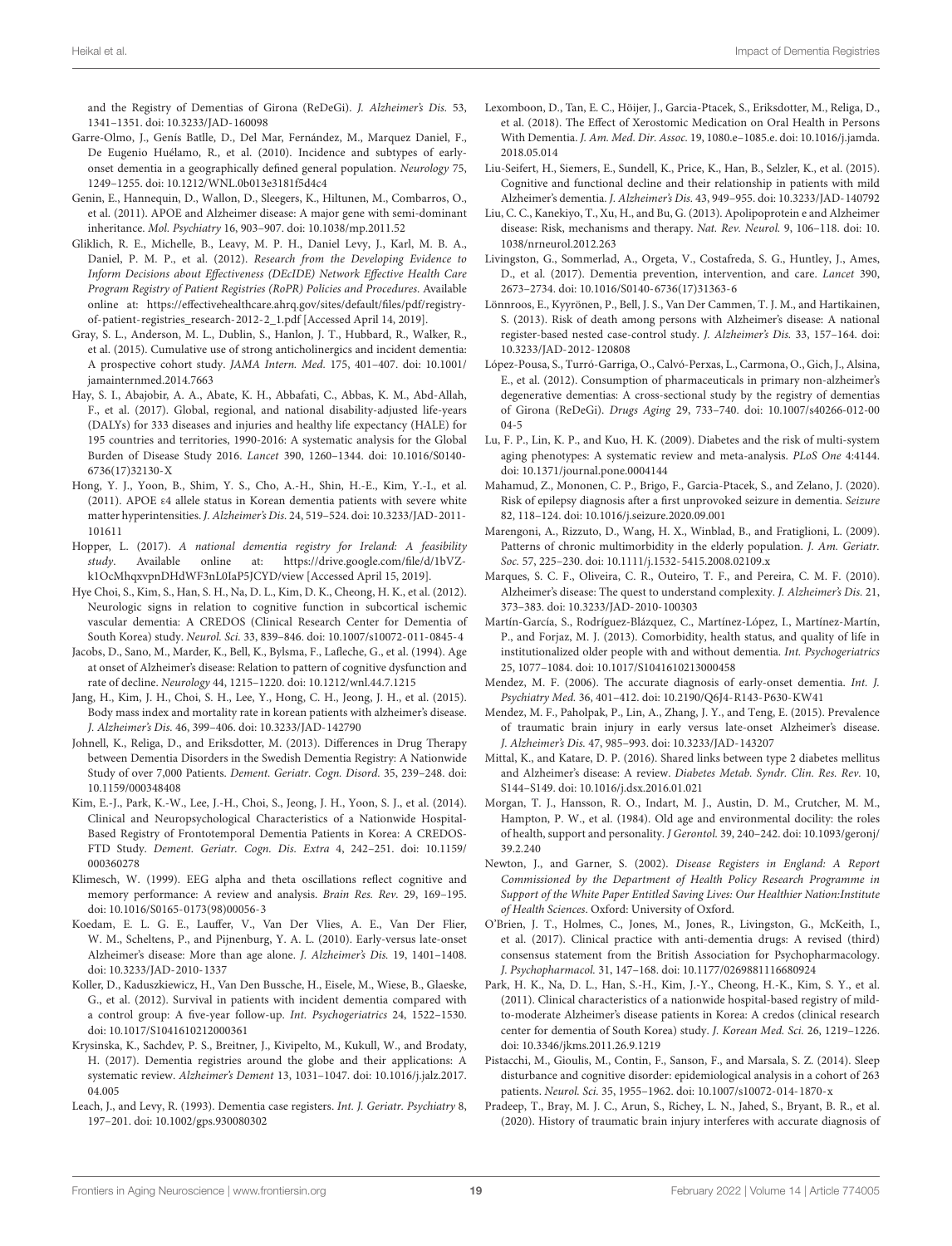and the Registry of Dementias of Girona (ReDeGi). *J. Alzheimer's Dis.* 53, 1341–1351. doi: 10.3233/JAD-160098

Garre-Olmo, J., Genís Batlle, D., Del Mar, Fernández, M., Marquez Daniel, F., De Eugenio Huélamo, R., et al. (2010). Incidence and subtypes of early-onset dementia in a geographically defined general population. *Neurology* 75, 1249–1255. doi: 10.1212/WNL.0b013e3181f5d4c4

Genin, E., Hannequin, D., Wallon, D., Sleegers, K., Hiltunen, M., Combarros, O., et al. (2011). APOE and Alzheimer disease: A major gene with semi-dominant inheritance. *Mol. Psychiatry* 16, 903–907. doi: 10.1038/mp.2011.52

Gliklich, R. E., Michelle, B., Leavy, M. P. H., Daniel Levy, J., Karl, M. B. A., Daniel, P. M. P., et al. (2012). *Research from the Developing Evidence to Inform Decisions about Effectiveness (DEcIDE) Network Effective Health Care Program Registry of Patient Registries (RoPR) Policies and Procedures*. Available online at: https://effectivehealthcare.ahrq.gov/sites/default/files/pdf/registry-of-patient-registries_research-2012-2_1.pdf [Accessed April 14, 2019].

Gray, S. L., Anderson, M. L., Dublin, S., Hanlon, J. T., Hubbard, R., Walker, R., et al. (2015). Cumulative use of strong anticholinergics and incident dementia: A prospective cohort study. *JAMA Intern. Med.* 175, 401–407. doi: 10.1001/jamainternmed.2014.7663

Hay, S. I., Abajobir, A. A., Abate, K. H., Abbafati, C., Abbas, K. M., Abd-Allah, F., et al. (2017). Global, regional, and national disability-adjusted life-years (DALYs) for 333 diseases and injuries and healthy life expectancy (HALE) for 195 countries and territories, 1990-2016: A systematic analysis for the Global Burden of Disease Study 2016. *Lancet* 390, 1260–1344. doi: 10.1016/S0140-6736(17)32130-X

Hong, Y. J., Yoon, B., Shim, Y. S., Cho, A.-H., Shin, H.-E., Kim, Y.-I., et al. (2011). APOE ε4 allele status in Korean dementia patients with severe white matter hyperintensities. *J. Alzheimer's Dis.* 24, 519–524. doi: 10.3233/JAD-2011-101611

Hopper, L. (2017). *A national dementia registry for Ireland: A feasibility study*. Available online at: https://drive.google.com/file/d/1bVZ-k1OcMhqxvpnDHdWF3nL0IaP5JCYD/view [Accessed April 15, 2019].

Hye Choi, S., Kim, S., Han, S. H., Na, D. L., Kim, D. K., Cheong, H. K., et al. (2012). Neurologic signs in relation to cognitive function in subcortical ischemic vascular dementia: A CREDOS (Clinical Research Center for Dementia of South Korea) study. *Neurol. Sci.* 33, 839–846. doi: 10.1007/s10072-011-0845-4

Jacobs, D., Sano, M., Marder, K., Bell, K., Bylsma, F., Lafleche, G., et al. (1994). Age at onset of Alzheimer's disease: Relation to pattern of cognitive dysfunction and rate of decline. *Neurology* 44, 1215–1220. doi: 10.1212/wnl.44.7.1215

Jang, H., Kim, J. H., Choi, S. H., Lee, Y., Hong, C. H., Jeong, J. H., et al. (2015). Body mass index and mortality rate in korean patients with alzheimer's disease. *J. Alzheimer's Dis.* 46, 399–406. doi: 10.3233/JAD-142790

Johnell, K., Religa, D., and Eriksdotter, M. (2013). Differences in Drug Therapy between Dementia Disorders in the Swedish Dementia Registry: A Nationwide Study of over 7,000 Patients. *Dement. Geriatr. Cogn. Disord.* 35, 239–248. doi: 10.1159/000348408

Kim, E.-J., Park, K.-W., Lee, J.-H., Choi, S., Jeong, J. H., Yoon, S. J., et al. (2014). Clinical and Neuropsychological Characteristics of a Nationwide Hospital-Based Registry of Frontotemporal Dementia Patients in Korea: A CREDOS-FTD Study. *Dement. Geriatr. Cogn. Dis. Extra* 4, 242–251. doi: 10.1159/000360278

Klimesch, W. (1999). EEG alpha and theta oscillations reflect cognitive and memory performance: A review and analysis. *Brain Res. Rev.* 29, 169–195. doi: 10.1016/S0165-0173(98)00056-3

Koedam, E. L. G. E., Lauffer, V., Van Der Vlies, A. E., Van Der Flier, W. M., Scheltens, P., and Pijnenburg, Y. A. L. (2010). Early-versus late-onset Alzheimer's disease: More than age alone. *J. Alzheimer's Dis.* 19, 1401–1408. doi: 10.3233/JAD-2010-1337

Koller, D., Kaduszkiewicz, H., Van Den Bussche, H., Eisele, M., Wiese, B., Glaeske, G., et al. (2012). Survival in patients with incident dementia compared with a control group: A five-year follow-up. *Int. Psychogeriatrics* 24, 1522–1530. doi: 10.1017/S1041610212000361

Krysinska, K., Sachdev, P. S., Breitner, J., Kivipelto, M., Kukull, W., and Brodaty, H. (2017). Dementia registries around the globe and their applications: A systematic review. *Alzheimer's Dement* 13, 1031–1047. doi: 10.1016/j.jalz.2017.04.005

Leach, J., and Levy, R. (1993). Dementia case registers. *Int. J. Geriatr. Psychiatry* 8, 197–201. doi: 10.1002/gps.930080302

Lexomboon, D., Tan, E. C., Höijer, J., Garcia-Ptacek, S., Eriksdotter, M., Religa, D., et al. (2018). The Effect of Xerostomic Medication on Oral Health in Persons With Dementia. *J. Am. Med. Dir. Assoc.* 19, 1080.e–1085.e. doi: 10.1016/j.jamda.2018.05.014

Liu-Seifert, H., Siemers, E., Sundell, K., Price, K., Han, B., Selzler, K., et al. (2015). Cognitive and functional decline and their relationship in patients with mild Alzheimer's dementia. *J. Alzheimer's Dis.* 43, 949–955. doi: 10.3233/JAD-140792

Liu, C. C., Kanekiyo, T., Xu, H., and Bu, G. (2013). Apolipoprotein e and Alzheimer disease: Risk, mechanisms and therapy. *Nat. Rev. Neurol.* 9, 106–118. doi: 10.1038/nrneurol.2012.263

Livingston, G., Sommerlad, A., Orgeta, V., Costafreda, S. G., Huntley, J., Ames, D., et al. (2017). Dementia prevention, intervention, and care. *Lancet* 390, 2673–2734. doi: 10.1016/S0140-6736(17)31363-6

Lönnroos, E., Kyyrönen, P., Bell, J. S., Van Der Cammen, T. J. M., and Hartikainen, S. (2013). Risk of death among persons with Alzheimer's disease: A national register-based nested case-control study. *J. Alzheimer's Dis.* 33, 157–164. doi: 10.3233/JAD-2012-120808

López-Pousa, S., Turró-Garriga, O., Calvó-Perxas, L., Carmona, O., Gich, J., Alsina, E., et al. (2012). Consumption of pharmaceuticals in primary non-alzheimer's degenerative dementias: A cross-sectional study by the registry of dementias of Girona (ReDeGi). *Drugs Aging* 29, 733–740. doi: 10.1007/s40266-012-0004-5

Lu, F. P., Lin, K. P., and Kuo, H. K. (2009). Diabetes and the risk of multi-system aging phenotypes: A systematic review and meta-analysis. *PLoS One* 4:4144. doi: 10.1371/journal.pone.0004144

Mahamud, Z., Mononen, C. P., Brigo, F., Garcia-Ptacek, S., and Zelano, J. (2020). Risk of epilepsy diagnosis after a first unprovoked seizure in dementia. *Seizure* 82, 118–124. doi: 10.1016/j.seizure.2020.09.001

Marengoni, A., Rizzuto, D., Wang, H. X., Winblad, B., and Fratiglioni, L. (2009). Patterns of chronic multimorbidity in the elderly population. *J. Am. Geriatr. Soc.* 57, 225–230. doi: 10.1111/j.1532-5415.2008.02109.x

Marques, S. C. F., Oliveira, C. R., Outeiro, T. F., and Pereira, C. M. F. (2010). Alzheimer's disease: The quest to understand complexity. *J. Alzheimer's Dis.* 21, 373–383. doi: 10.3233/JAD-2010-100303

Martín-García, S., Rodríguez-Blázquez, C., Martínez-López, I., Martínez-Martín, P., and Forjaz, M. J. (2013). Comorbidity, health status, and quality of life in institutionalized older people with and without dementia. *Int. Psychogeriatrics* 25, 1077–1084. doi: 10.1017/S1041610213000458

Mendez, M. F. (2006). The accurate diagnosis of early-onset dementia. *Int. J. Psychiatry Med.* 36, 401–412. doi: 10.2190/Q6J4-R143-P630-KW41

Mendez, M. F., Paholpak, P., Lin, A., Zhang, J. Y., and Teng, E. (2015). Prevalence of traumatic brain injury in early versus late-onset Alzheimer's disease. *J. Alzheimer's Dis.* 47, 985–993. doi: 10.3233/JAD-143207

Mittal, K., and Katare, D. P. (2016). Shared links between type 2 diabetes mellitus and Alzheimer's disease: A review. *Diabetes Metab. Syndr. Clin. Res. Rev.* 10, S144–S149. doi: 10.1016/j.dsx.2016.01.021

Morgan, T. J., Hansson, R. O., Indart, M. J., Austin, D. M., Crutcher, M. M., Hampton, P. W., et al. (1984). Old age and environmental docility: the roles of health, support and personality. *J Gerontol.* 39, 240–242. doi: 10.1093/geronj/39.2.240

Newton, J., and Garner, S. (2002). *Disease Registers in England: A Report Commissioned by the Department of Health Policy Research Programme in Support of the White Paper Entitled Saving Lives: Our Healthier Nation:Institute of Health Sciences*. Oxford: University of Oxford.

O'Brien, J. T., Holmes, C., Jones, M., Jones, R., Livingston, G., McKeith, I., et al. (2017). Clinical practice with anti-dementia drugs: A revised (third) consensus statement from the British Association for Psychopharmacology. *J. Psychopharmacol.* 31, 147–168. doi: 10.1177/0269881116680924

Park, H. K., Na, D. L., Han, S.-H., Kim, J.-Y., Cheong, H.-K., Kim, S. Y., et al. (2011). Clinical characteristics of a nationwide hospital-based registry of mild-to-moderate Alzheimer's disease patients in Korea: A credos (clinical research center for dementia of South Korea) study. *J. Korean Med. Sci.* 26, 1219–1226. doi: 10.3346/jkms.2011.26.9.1219

Pistacchi, M., Gioulis, M., Contin, F., Sanson, F., and Marsala, S. Z. (2014). Sleep disturbance and cognitive disorder: epidemiological analysis in a cohort of 263 patients. *Neurol. Sci.* 35, 1955–1962. doi: 10.1007/s10072-014-1870-x

Pradeep, T., Bray, M. J. C., Arun, S., Richey, L. N., Jahed, S., Bryant, B. R., et al. (2020). History of traumatic brain injury interferes with accurate diagnosis of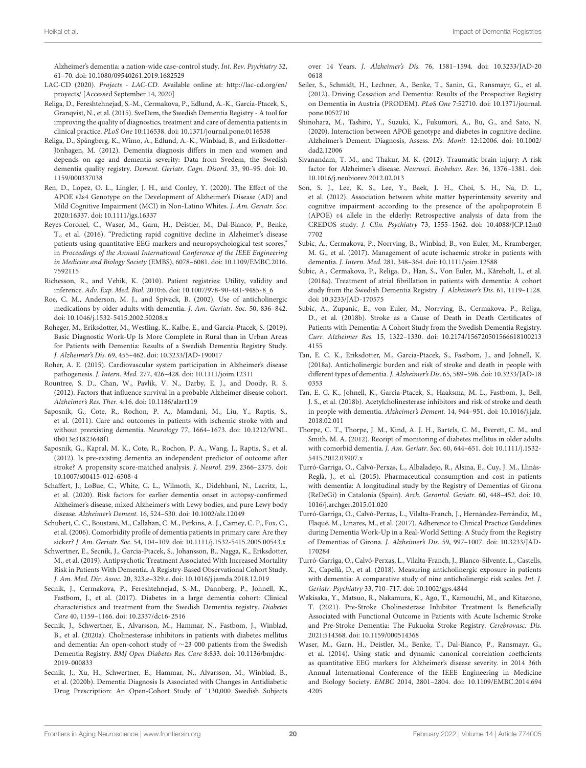Alzheimer's dementia: a nation-wide case-control study. *Int. Rev. Psychiatry* 32, 61–70. doi: 10.1080/09540261.2019.1682529

LAC-CD (2020). *Projects - LAC-CD*. Available online at: http://lac-cd.org/en/proyects/ [Accessed September 14, 2020]

Religa, D., Fereshtehnejad, S.-M., Cermakova, P., Edlund, A.-K., Garcia-Ptacek, S., Granqvist, N., et al. (2015). SveDem, the Swedish Dementia Registry - A tool for improving the quality of diagnostics, treatment and care of dementia patients in clinical practice. *PLoS One* 10:116538. doi: 10.1371/journal.pone.0116538

Religa, D., Spångberg, K., Wimo, A., Edlund, A.-K., Winblad, B., and Eriksdotter-Jönhagen, M. (2012). Dementia diagnosis differs in men and women and depends on age and dementia severity: Data from Svedem, the Swedish dementia quality registry. *Dement. Geriatr. Cogn. Disord.* 33, 90–95. doi: 10.1159/000337038

Ren, D., Lopez, O. L., Lingler, J. H., and Conley, Y. (2020). The Effect of the APOE ε2ε4 Genotype on the Development of Alzheimer's Disease (AD) and Mild Cognitive Impairment (MCI) in Non-Latino Whites. *J. Am. Geriatr. Soc.* 2020:16337. doi: 10.1111/jgs.16337

Reyes-Coronel, C., Waser, M., Garn, H., Deistler, M., Dal-Bianco, P., Benke, T., et al. (2016). "Predicting rapid cognitive decline in Alzheimer's disease patients using quantitative EEG markers and neuropsychological test scores," in *Proceedings of the Annual International Conference of the IEEE Engineering in Medicine and Biology Society* (EMBS), 6078–6081. doi: 10.1109/EMBC.2016.7592115

Richesson, R., and Vehik, K. (2010). Patient registries: Utility, validity and inference. *Adv. Exp. Med. Biol.* 2010:6. doi: 10.1007/978-90-481-9485-8_6

Roe, C. M., Anderson, M. J., and Spivack, B. (2002). Use of anticholinergic medications by older adults with dementia. *J. Am. Geriatr. Soc.* 50, 836–842. doi: 10.1046/j.1532-5415.2002.50208.x

Roheger, M., Eriksdotter, M., Westling, K., Kalbe, E., and Garcia-Ptacek, S. (2019). Basic Diagnostic Work-Up Is More Complete in Rural than in Urban Areas for Patients with Dementia: Results of a Swedish Dementia Registry Study. *J. Alzheimer's Dis.* 69, 455–462. doi: 10.3233/JAD-190017

Roher, A. E. (2015). Cardiovascular system participation in Alzheimer's disease pathogenesis. *J. Intern. Med.* 277, 426–428. doi: 10.1111/joim.12311

Rountree, S. D., Chan, W., Pavlik, V. N., Darby, E. J., and Doody, R. S. (2012). Factors that influence survival in a probable Alzheimer disease cohort. *Alzheimer's Res. Ther.* 4:16. doi: 10.1186/alzrt119

Saposnik, G., Cote, R., Rochon, P. A., Mamdani, M., Liu, Y., Raptis, S., et al. (2011). Care and outcomes in patients with ischemic stroke with and without preexisting dementia. *Neurology* 77, 1664–1673. doi: 10.1212/WNL.0b013e31823648f1

Saposnik, G., Kapral, M. K., Cote, R., Rochon, P. A., Wang, J., Raptis, S., et al. (2012). Is pre-existing dementia an independent predictor of outcome after stroke? A propensity score-matched analysis. *J. Neurol.* 259, 2366–2375. doi: 10.1007/s00415-012-6508-4

Schaffert, J., LoBue, C., White, C. L., Wilmoth, K., Didehbani, N., Lacritz, L., et al. (2020). Risk factors for earlier dementia onset in autopsy-confirmed Alzheimer's disease, mixed Alzheimer's with Lewy bodies, and pure Lewy body disease. *Alzheimer's Dement.* 16, 524–530. doi: 10.1002/alz.12049

Schubert, C. C., Boustani, M., Callahan, C. M., Perkins, A. J., Carney, C. P., Fox, C., et al. (2006). Comorbidity profile of dementia patients in primary care: Are they sicker? *J. Am. Geriatr. Soc.* 54, 104–109. doi: 10.1111/j.1532-5415.2005.00543.x

Schwertner, E., Secnik, J., Garcia-Ptacek, S., Johansson, B., Nagga, K., Eriksdotter, M., et al. (2019). Antipsychotic Treatment Associated With Increased Mortality Risk in Patients With Dementia. A Registry-Based Observational Cohort Study. *J. Am. Med. Dir. Assoc.* 20, 323.e–329.e. doi: 10.1016/j.jamda.2018.12.019

Secnik, J., Cermakova, P., Fereshtehnejad, S.-M., Dannberg, P., Johnell, K., Fastbom, J., et al. (2017). Diabetes in a large dementia cohort: Clinical characteristics and treatment from the Swedish Dementia registry. *Diabetes Care* 40, 1159–1166. doi: 10.2337/dc16-2516

Secnik, J., Schwertner, E., Alvarsson, M., Hammar, N., Fastbom, J., Winblad, B., et al. (2020a). Cholinesterase inhibitors in patients with diabetes mellitus and dementia: An open-cohort study of ∼23 000 patients from the Swedish Dementia Registry. *BMJ Open Diabetes Res. Care* 8:833. doi: 10.1136/bmjdrc-2019-000833

Secnik, J., Xu, H., Schwertner, E., Hammar, N., Alvarsson, M., Winblad, B., et al. (2020b). Dementia Diagnosis Is Associated with Changes in Antidiabetic Drug Prescription: An Open-Cohort Study of ˜130,000 Swedish Subjects over 14 Years. *J. Alzheimer's Dis.* 76, 1581–1594. doi: 10.3233/JAD-200618

Seiler, S., Schmidt, H., Lechner, A., Benke, T., Sanin, G., Ransmayr, G., et al. (2012). Driving Cessation and Dementia: Results of the Prospective Registry on Dementia in Austria (PRODEM). *PLoS One* 7:52710. doi: 10.1371/journal.pone.0052710

Shinohara, M., Tashiro, Y., Suzuki, K., Fukumori, A., Bu, G., and Sato, N. (2020). Interaction between APOE genotype and diabetes in cognitive decline. Alzheimer's Dement. Diagnosis, Assess. *Dis. Monit.* 12:12006. doi: 10.1002/dad2.12006

Sivanandam, T. M., and Thakur, M. K. (2012). Traumatic brain injury: A risk factor for Alzheimer's disease. *Neurosci. Biobehav. Rev.* 36, 1376–1381. doi: 10.1016/j.neubiorev.2012.02.013

Son, S. J., Lee, K. S., Lee, Y., Baek, J. H., Choi, S. H., Na, D. L., et al. (2012). Association between white matter hyperintensity severity and cognitive impairment according to the presence of the apolipoprotein E (APOE) ε4 allele in the elderly: Retrospective analysis of data from the CREDOS study. *J. Clin. Psychiatry* 73, 1555–1562. doi: 10.4088/JCP.12m07702

Subic, A., Cermakova, P., Norrving, B., Winblad, B., von Euler, M., Kramberger, M. G., et al. (2017). Management of acute ischaemic stroke in patients with dementia. *J. Intern. Med.* 281, 348–364. doi: 10.1111/joim.12588

Subic, A., Cermakova, P., Religa, D., Han, S., Von Euler, M., Kåreholt, I., et al. (2018a). Treatment of atrial fibrillation in patients with dementia: A cohort study from the Swedish Dementia Registry. *J. Alzheimer's Dis.* 61, 1119–1128. doi: 10.3233/JAD-170575

Subic, A., Zupanic, E., von Euler, M., Norrving, B., Cermakova, P., Religa, D., et al. (2018b). Stroke as a Cause of Death in Death Certificates of Patients with Dementia: A Cohort Study from the Swedish Dementia Registry. *Curr. Alzheimer Res.* 15, 1322–1330. doi: 10.2174/1567205015666181002134155

Tan, E. C. K., Eriksdotter, M., Garcia-Ptacek, S., Fastbom, J., and Johnell, K. (2018a). Anticholinergic burden and risk of stroke and death in people with different types of dementia. *J. Alzheimer's Dis.* 65, 589–596. doi: 10.3233/JAD-180353

Tan, E. C. K., Johnell, K., Garcia-Ptacek, S., Haaksma, M. L., Fastbom, J., Bell, J. S., et al. (2018b). Acetylcholinesterase inhibitors and risk of stroke and death in people with dementia. *Alzheimer's Dement.* 14, 944–951. doi: 10.1016/j.jalz.2018.02.011

Thorpe, C. T., Thorpe, J. M., Kind, A. J. H., Bartels, C. M., Everett, C. M., and Smith, M. A. (2012). Receipt of monitoring of diabetes mellitus in older adults with comorbid dementia. *J. Am. Geriatr. Soc.* 60, 644–651. doi: 10.1111/j.1532-5415.2012.03907.x

Turró-Garriga, O., Calvó-Perxas, L., Albaladejo, R., Alsina, E., Cuy, J. M., Llinàs-Reglà, J., et al. (2015). Pharmaceutical consumption and cost in patients with dementia: A longitudinal study by the Registry of Dementias of Girona (ReDeGi) in Catalonia (Spain). *Arch. Gerontol. Geriatr.* 60, 448–452. doi: 10.1016/j.archger.2015.01.020

Turró-Garriga, O., Calvó-Perxas, L., Vilalta-Franch, J., Hernández-Ferrándiz, M., Flaqué, M., Linares, M., et al. (2017). Adherence to Clinical Practice Guidelines during Dementia Work-Up in a Real-World Setting: A Study from the Registry of Dementias of Girona. *J. Alzheimer's Dis.* 59, 997–1007. doi: 10.3233/JAD-170284

Turró-Garriga, O., Calvó-Perxas, L., Vilalta-Franch, J., Blanco-Silvente, L., Castells, X., Capellà, D., et al. (2018). Measuring anticholinergic exposure in patients with dementia: A comparative study of nine anticholinergic risk scales. *Int. J. Geriatr. Psychiatry* 33, 710–717. doi: 10.1002/gps.4844

Wakisaka, Y., Matsuo, R., Nakamura, K., Ago, T., Kamouchi, M., and Kitazono, T. (2021). Pre-Stroke Cholinesterase Inhibitor Treatment Is Beneficially Associated with Functional Outcome in Patients with Acute Ischemic Stroke and Pre-Stroke Dementia: The Fukuoka Stroke Registry. *Cerebrovasc. Dis.* 2021:514368. doi: 10.1159/000514368

Waser, M., Garn, H., Deistler, M., Benke, T., Dal-Bianco, P., Ransmayr, G., et al. (2014). Using static and dynamic canonical correlation coefficients as quantitative EEG markers for Alzheimer's disease severity. in 2014 36th Annual International Conference of the IEEE Engineering in Medicine and Biology Society. *EMBC* 2014, 2801–2804. doi: 10.1109/EMBC.2014.6944205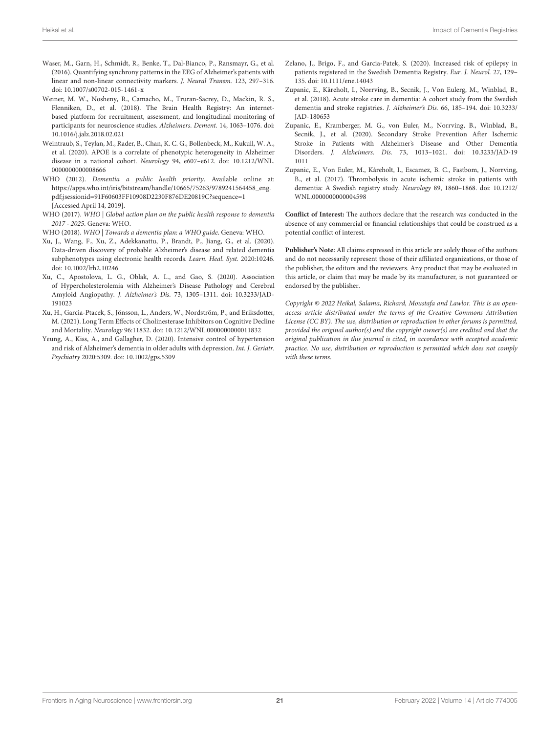Waser, M., Garn, H., Schmidt, R., Benke, T., Dal-Bianco, P., Ransmayr, G., et al. (2016). Quantifying synchrony patterns in the EEG of Alzheimer's patients with linear and non-linear connectivity markers. *J. Neural Transm.* 123, 297–316. doi: 10.1007/s00702-015-1461-x

Weiner, M. W., Nosheny, R., Camacho, M., Truran-Sacrey, D., Mackin, R. S., Flenniken, D., et al. (2018). The Brain Health Registry: An internet-based platform for recruitment, assessment, and longitudinal monitoring of participants for neuroscience studies. *Alzheimers. Dement.* 14, 1063–1076. doi: 10.1016/j.jalz.2018.02.021

Weintraub, S., Teylan, M., Rader, B., Chan, K. C. G., Bollenbeck, M., Kukull, W. A., et al. (2020). APOE is a correlate of phenotypic heterogeneity in Alzheimer disease in a national cohort. *Neurology* 94, e607–e612. doi: 10.1212/WNL.0000000000008666

WHO (2012). *Dementia a public health priority*. Available online at: https://apps.who.int/iris/bitstream/handle/10665/75263/9789241564458_eng.pdf;jsessionid=91F60603FF10908D2230F876DE20819C?sequence=1 [Accessed April 14, 2019].

WHO (2017). *WHO | Global action plan on the public health response to dementia 2017 - 2025*. Geneva: WHO.

WHO (2018). *WHO | Towards a dementia plan: a WHO guide*. Geneva: WHO.

Xu, J., Wang, F., Xu, Z., Adekkanattu, P., Brandt, P., Jiang, G., et al. (2020). Data-driven discovery of probable Alzheimer's disease and related dementia subphenotypes using electronic health records. *Learn. Heal. Syst.* 2020:10246. doi: 10.1002/lrh2.10246

Xu, C., Apostolova, L. G., Oblak, A. L., and Gao, S. (2020). Association of Hypercholesterolemia with Alzheimer's Disease Pathology and Cerebral Amyloid Angiopathy. *J. Alzheimer's Dis.* 73, 1305–1311. doi: 10.3233/JAD-191023

Xu, H., Garcia-Ptacek, S., Jönsson, L., Anders, W., Nordström, P., and Eriksdotter, M. (2021). Long Term Effects of Cholinesterase Inhibitors on Cognitive Decline and Mortality. *Neurology* 96:11832. doi: 10.1212/WNL.0000000000011832

Yeung, A., Kiss, A., and Gallagher, D. (2020). Intensive control of hypertension and risk of Alzheimer's dementia in older adults with depression. *Int. J. Geriatr. Psychiatry* 2020:5309. doi: 10.1002/gps.5309

Zelano, J., Brigo, F., and Garcia-Patek, S. (2020). Increased risk of epilepsy in patients registered in the Swedish Dementia Registry. *Eur. J. Neurol.* 27, 129–135. doi: 10.1111/ene.14043

Zupanic, E., Kåreholt, I., Norrving, B., Secnik, J., Von Eulerg, M., Winblad, B., et al. (2018). Acute stroke care in dementia: A cohort study from the Swedish dementia and stroke registries. *J. Alzheimer's Dis.* 66, 185–194. doi: 10.3233/JAD-180653

Zupanic, E., Kramberger, M. G., von Euler, M., Norrving, B., Winblad, B., Secnik, J., et al. (2020). Secondary Stroke Prevention After Ischemic Stroke in Patients with Alzheimer's Disease and Other Dementia Disorders. *J. Alzheimers. Dis.* 73, 1013–1021. doi: 10.3233/JAD-191011

Zupanic, E., Von Euler, M., Kåreholt, I., Escamez, B. C., Fastbom, J., Norrving, B., et al. (2017). Thrombolysis in acute ischemic stroke in patients with dementia: A Swedish registry study. *Neurology* 89, 1860–1868. doi: 10.1212/WNL.0000000000004598

**Conflict of Interest:** The authors declare that the research was conducted in the absence of any commercial or financial relationships that could be construed as a potential conflict of interest.

**Publisher's Note:** All claims expressed in this article are solely those of the authors and do not necessarily represent those of their affiliated organizations, or those of the publisher, the editors and the reviewers. Any product that may be evaluated in this article, or claim that may be made by its manufacturer, is not guaranteed or endorsed by the publisher.

*Copyright © 2022 Heikal, Salama, Richard, Moustafa and Lawlor. This is an open-access article distributed under the terms of the Creative Commons Attribution License (CC BY). The use, distribution or reproduction in other forums is permitted, provided the original author(s) and the copyright owner(s) are credited and that the original publication in this journal is cited, in accordance with accepted academic practice. No use, distribution or reproduction is permitted which does not comply with these terms.*